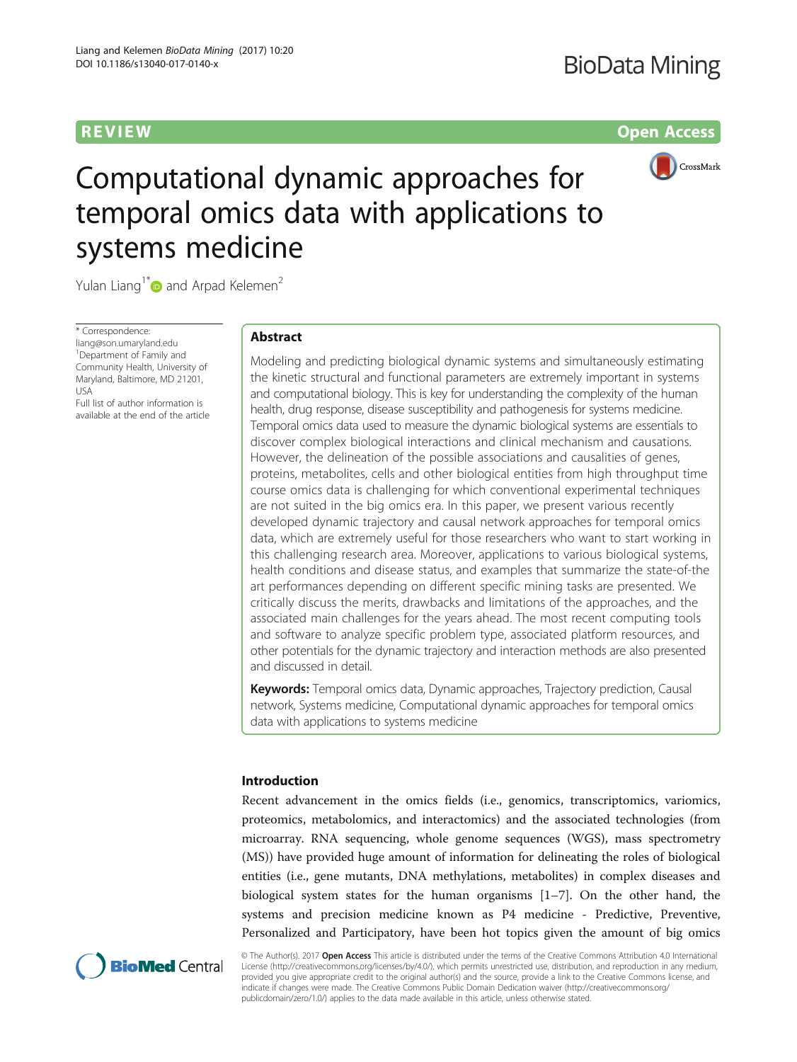REVIEW Open Access

# Computational dynamic approaches for temporal omics data with applications to systems medicine

Yulan Liang[1*] and Arpad Kelemen[2]

\* Correspondence: liang@son.umaryland.edu
[1]Department of Family and Community Health, University of Maryland, Baltimore, MD 21201, USA
Full list of author information is available at the end of the article

## Abstract

Modeling and predicting biological dynamic systems and simultaneously estimating the kinetic structural and functional parameters are extremely important in systems and computational biology. This is key for understanding the complexity of the human health, drug response, disease susceptibility and pathogenesis for systems medicine. Temporal omics data used to measure the dynamic biological systems are essentials to discover complex biological interactions and clinical mechanism and causations. However, the delineation of the possible associations and causalities of genes, proteins, metabolites, cells and other biological entities from high throughput time course omics data is challenging for which conventional experimental techniques are not suited in the big omics era. In this paper, we present various recently developed dynamic trajectory and causal network approaches for temporal omics data, which are extremely useful for those researchers who want to start working in this challenging research area. Moreover, applications to various biological systems, health conditions and disease status, and examples that summarize the state-of-the art performances depending on different specific mining tasks are presented. We critically discuss the merits, drawbacks and limitations of the approaches, and the associated main challenges for the years ahead. The most recent computing tools and software to analyze specific problem type, associated platform resources, and other potentials for the dynamic trajectory and interaction methods are also presented and discussed in detail.

**Keywords:** Temporal omics data, Dynamic approaches, Trajectory prediction, Causal network, Systems medicine, Computational dynamic approaches for temporal omics data with applications to systems medicine

## Introduction

Recent advancement in the omics fields (i.e., genomics, transcriptomics, variomics, proteomics, metabolomics, and interactomics) and the associated technologies (from microarray. RNA sequencing, whole genome sequences (WGS), mass spectrometry (MS)) have provided huge amount of information for delineating the roles of biological entities (i.e., gene mutants, DNA methylations, metabolites) in complex diseases and biological system states for the human organisms [1–7]. On the other hand, the systems and precision medicine known as P4 medicine - Predictive, Preventive, Personalized and Participatory, have been hot topics given the amount of big omics

© The Author(s). 2017 **Open Access** This article is distributed under the terms of the Creative Commons Attribution 4.0 International License (http://creativecommons.org/licenses/by/4.0/), which permits unrestricted use, distribution, and reproduction in any medium, provided you give appropriate credit to the original author(s) and the source, provide a link to the Creative Commons license, and indicate if changes were made. The Creative Commons Public Domain Dedication waiver (http://creativecommons.org/publicdomain/zero/1.0/) applies to the data made available in this article, unless otherwise stated.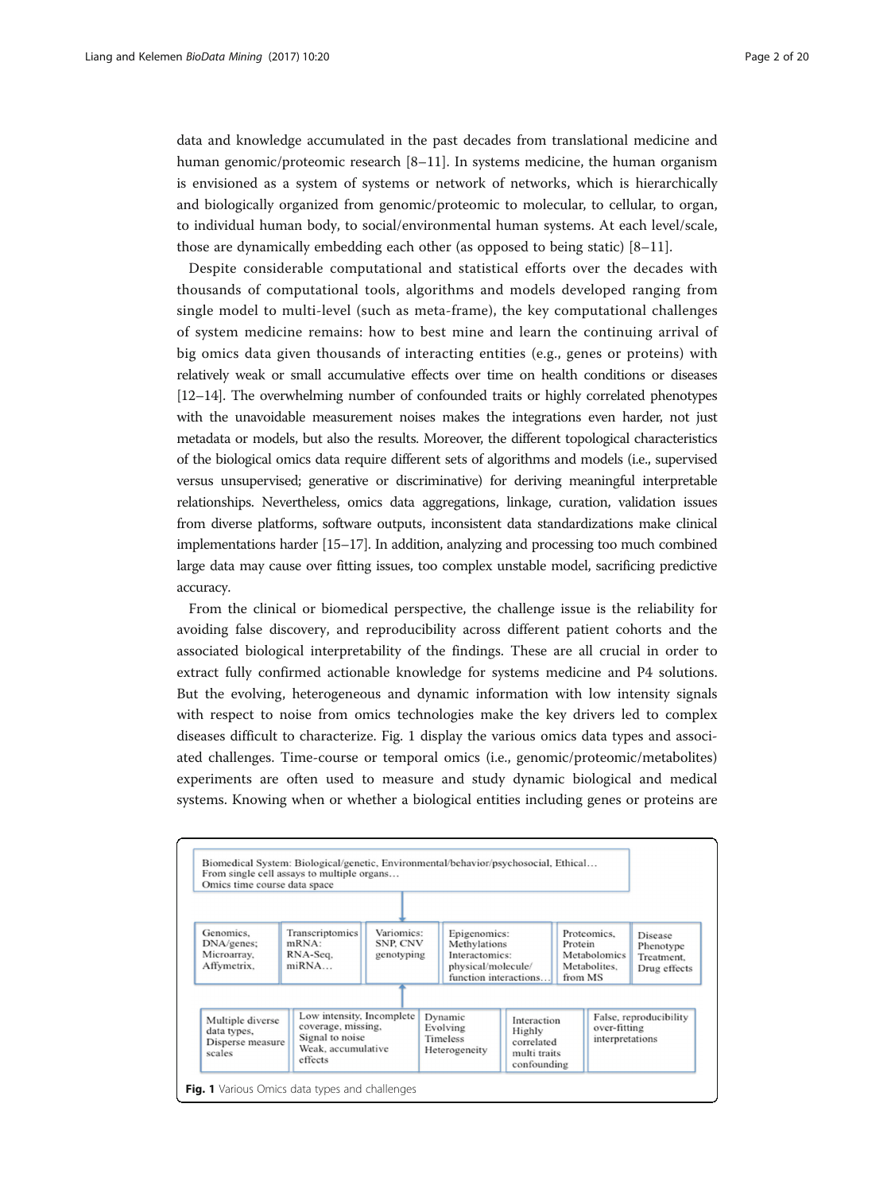data and knowledge accumulated in the past decades from translational medicine and human genomic/proteomic research [8–11]. In systems medicine, the human organism is envisioned as a system of systems or network of networks, which is hierarchically and biologically organized from genomic/proteomic to molecular, to cellular, to organ, to individual human body, to social/environmental human systems. At each level/scale, those are dynamically embedding each other (as opposed to being static) [8–11].

Despite considerable computational and statistical efforts over the decades with thousands of computational tools, algorithms and models developed ranging from single model to multi-level (such as meta-frame), the key computational challenges of system medicine remains: how to best mine and learn the continuing arrival of big omics data given thousands of interacting entities (e.g., genes or proteins) with relatively weak or small accumulative effects over time on health conditions or diseases [12–14]. The overwhelming number of confounded traits or highly correlated phenotypes with the unavoidable measurement noises makes the integrations even harder, not just metadata or models, but also the results. Moreover, the different topological characteristics of the biological omics data require different sets of algorithms and models (i.e., supervised versus unsupervised; generative or discriminative) for deriving meaningful interpretable relationships. Nevertheless, omics data aggregations, linkage, curation, validation issues from diverse platforms, software outputs, inconsistent data standardizations make clinical implementations harder [15–17]. In addition, analyzing and processing too much combined large data may cause over fitting issues, too complex unstable model, sacrificing predictive accuracy.

From the clinical or biomedical perspective, the challenge issue is the reliability for avoiding false discovery, and reproducibility across different patient cohorts and the associated biological interpretability of the findings. These are all crucial in order to extract fully confirmed actionable knowledge for systems medicine and P4 solutions. But the evolving, heterogeneous and dynamic information with low intensity signals with respect to noise from omics technologies make the key drivers led to complex diseases difficult to characterize. Fig. 1 display the various omics data types and associated challenges. Time-course or temporal omics (i.e., genomic/proteomic/metabolites) experiments are often used to measure and study dynamic biological and medical systems. Knowing when or whether a biological entities including genes or proteins are

Biomedical System: Biological/genetic, Environmental/behavior/psychosocial, Ethical…
From single cell assays to multiple organs…
Omics time course data space

Genomics, DNA/genes; Microarray, Affymetrix,

Transcriptomics mRNA: RNA-Seq, miRNA…

Variomics: SNP, CNV genotyping

Epigenomics: Methylations Interactomics: physical/molecule/ function interactions…

Proteomics, Protein Metabolomics Metabolites, from MS

Disease Phenotype Treatment, Drug effects

Multiple diverse data types, Disperse measure scales

Low intensity, Incomplete coverage, missing, Signal to noise Weak, accumulative effects

Dynamic Evolving Timeless Heterogeneity

Interaction Highly correlated multi traits confounding

False, reproducibility over-fitting interpretations

**Fig. 1** Various Omics data types and challenges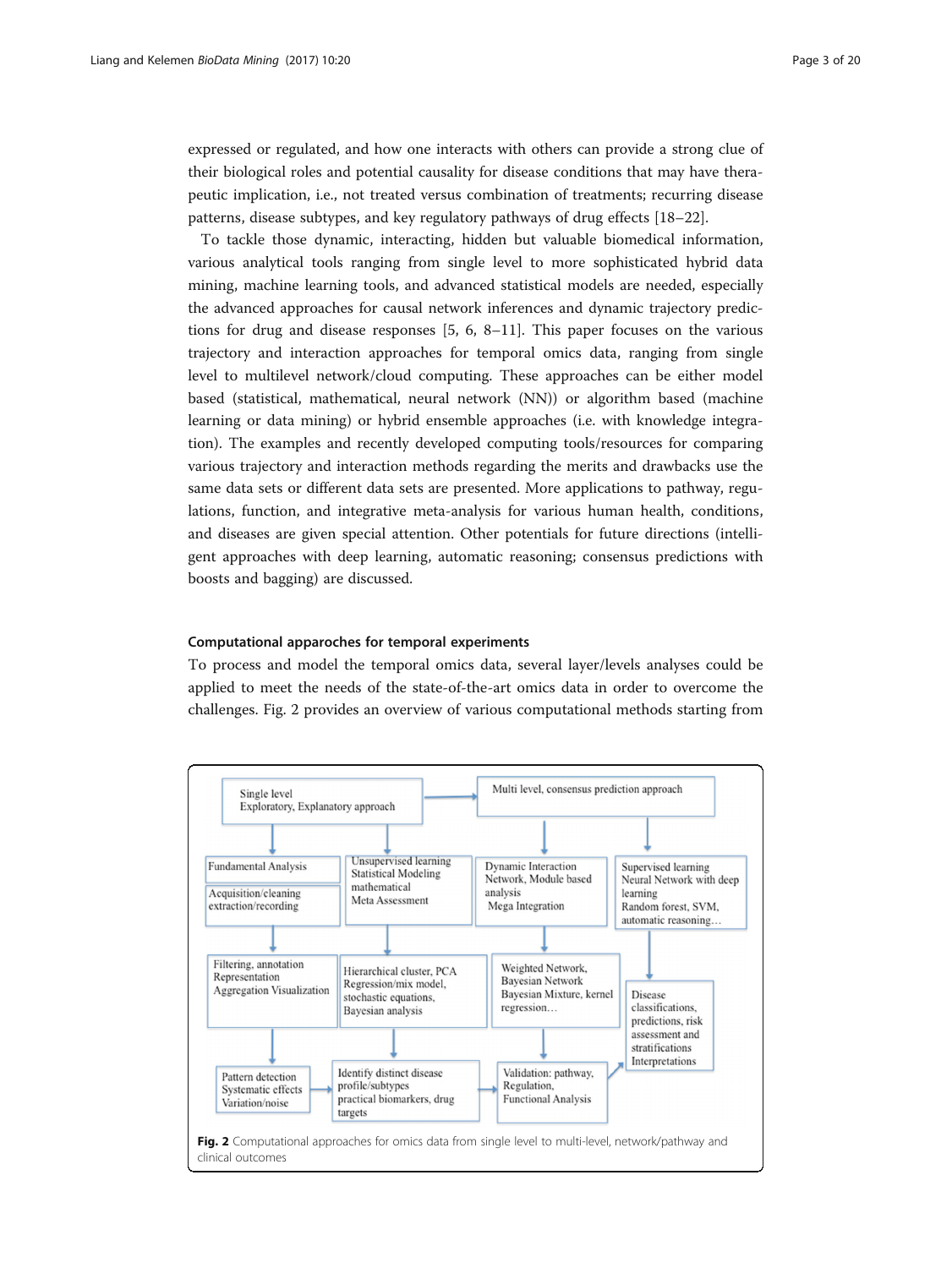expressed or regulated, and how one interacts with others can provide a strong clue of their biological roles and potential causality for disease conditions that may have therapeutic implication, i.e., not treated versus combination of treatments; recurring disease patterns, disease subtypes, and key regulatory pathways of drug effects [18–22].

To tackle those dynamic, interacting, hidden but valuable biomedical information, various analytical tools ranging from single level to more sophisticated hybrid data mining, machine learning tools, and advanced statistical models are needed, especially the advanced approaches for causal network inferences and dynamic trajectory predictions for drug and disease responses [5, 6, 8–11]. This paper focuses on the various trajectory and interaction approaches for temporal omics data, ranging from single level to multilevel network/cloud computing. These approaches can be either model based (statistical, mathematical, neural network (NN)) or algorithm based (machine learning or data mining) or hybrid ensemble approaches (i.e. with knowledge integration). The examples and recently developed computing tools/resources for comparing various trajectory and interaction methods regarding the merits and drawbacks use the same data sets or different data sets are presented. More applications to pathway, regulations, function, and integrative meta-analysis for various human health, conditions, and diseases are given special attention. Other potentials for future directions (intelligent approaches with deep learning, automatic reasoning; consensus predictions with boosts and bagging) are discussed.

### Computational apparoches for temporal experiments

To process and model the temporal omics data, several layer/levels analyses could be applied to meet the needs of the state-of-the-art omics data in order to overcome the challenges. Fig. 2 provides an overview of various computational methods starting from

**Fig. 2** Computational approaches for omics data from single level to multi-level, network/pathway and clinical outcomes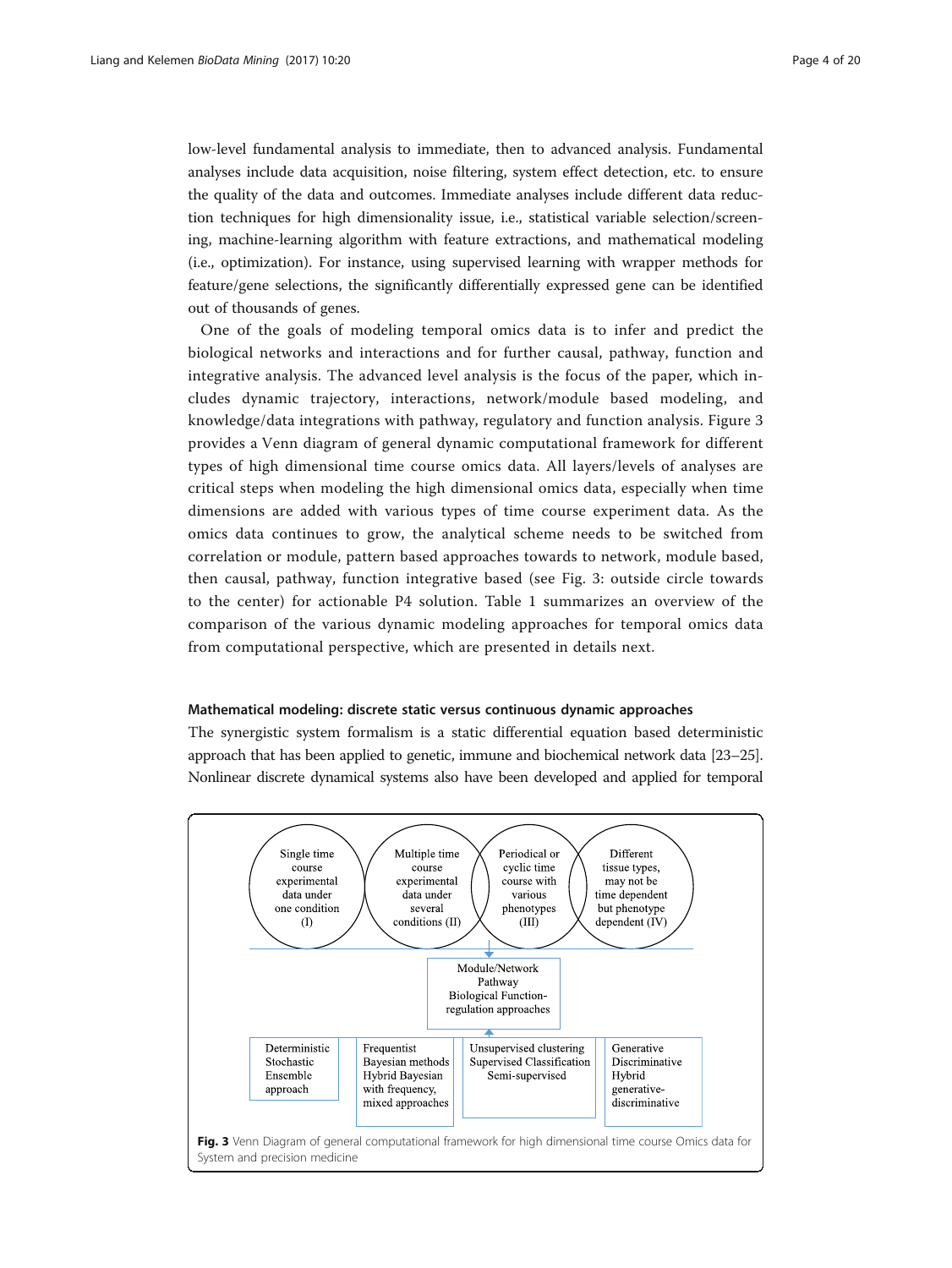low-level fundamental analysis to immediate, then to advanced analysis. Fundamental analyses include data acquisition, noise filtering, system effect detection, etc. to ensure the quality of the data and outcomes. Immediate analyses include different data reduction techniques for high dimensionality issue, i.e., statistical variable selection/screening, machine-learning algorithm with feature extractions, and mathematical modeling (i.e., optimization). For instance, using supervised learning with wrapper methods for feature/gene selections, the significantly differentially expressed gene can be identified out of thousands of genes.

One of the goals of modeling temporal omics data is to infer and predict the biological networks and interactions and for further causal, pathway, function and integrative analysis. The advanced level analysis is the focus of the paper, which includes dynamic trajectory, interactions, network/module based modeling, and knowledge/data integrations with pathway, regulatory and function analysis. Figure 3 provides a Venn diagram of general dynamic computational framework for different types of high dimensional time course omics data. All layers/levels of analyses are critical steps when modeling the high dimensional omics data, especially when time dimensions are added with various types of time course experiment data. As the omics data continues to grow, the analytical scheme needs to be switched from correlation or module, pattern based approaches towards to network, module based, then causal, pathway, function integrative based (see Fig. 3: outside circle towards to the center) for actionable P4 solution. Table 1 summarizes an overview of the comparison of the various dynamic modeling approaches for temporal omics data from computational perspective, which are presented in details next.

### Mathematical modeling: discrete static versus continuous dynamic approaches

The synergistic system formalism is a static differential equation based deterministic approach that has been applied to genetic, immune and biochemical network data [23–25]. Nonlinear discrete dynamical systems also have been developed and applied for temporal

Single time course experimental data under one condition (I)

Multiple time course experimental data under several conditions (II)

Periodical or cyclic time course with various phenotypes (III)

Different tissue types, may not be time dependent but phenotype dependent (IV)

Module/Network Pathway Biological Function-regulation approaches

Deterministic Stochastic Ensemble approach

Frequentist Bayesian methods Hybrid Bayesian with frequency, mixed approaches

Unsupervised clustering Supervised Classification Semi-supervised

Generative Discriminative Hybrid generative-discriminative

**Fig. 3** Venn Diagram of general computational framework for high dimensional time course Omics data for System and precision medicine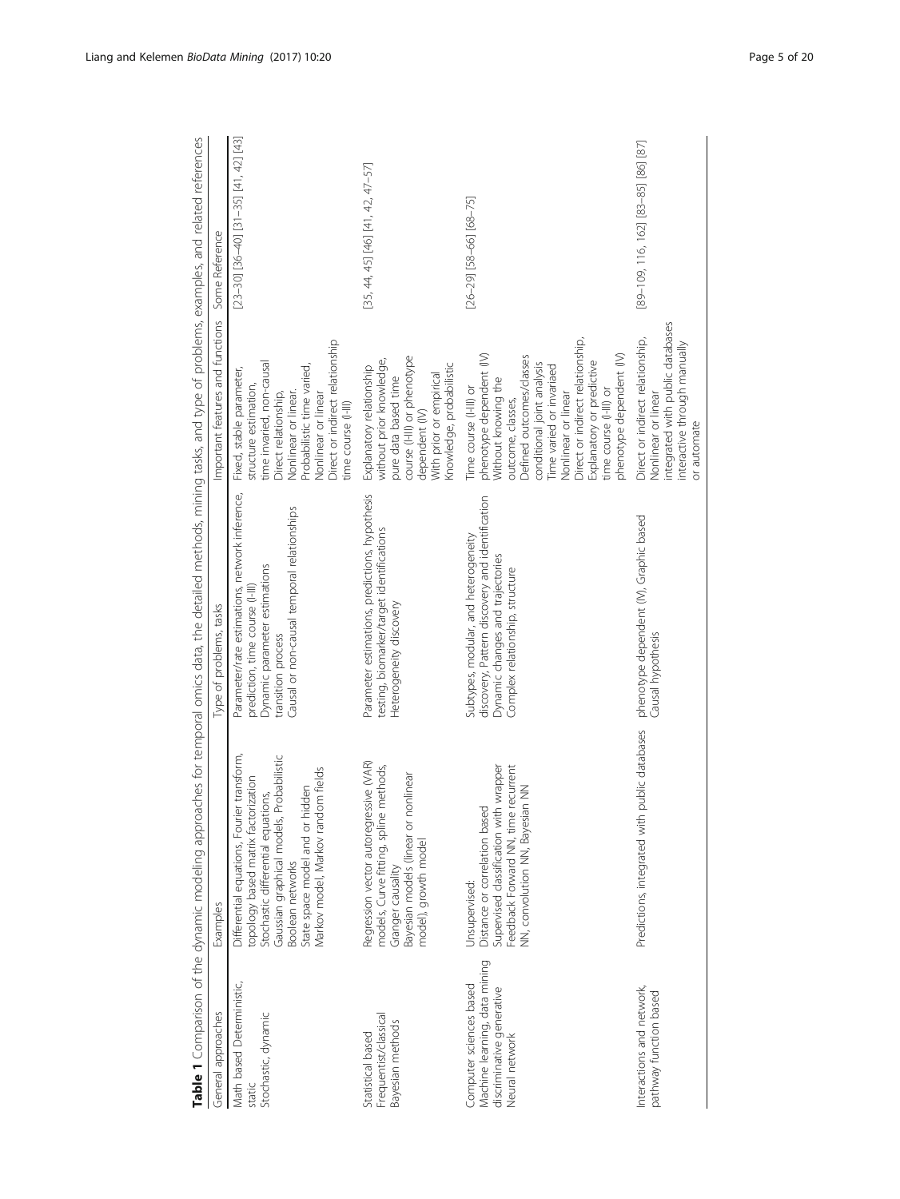**Table 1** Comparison of the dynamic modeling approaches for temporal omics data, the detailed methods, mining tasks, and type of problems, examples, and related references

| General approaches | Examples | Type of problems, tasks | Important features and functions | Some Reference |
|---|---|---|---|---|
| Math based Deterministic, static<br>Stochastic, dynamic | Differential equations, Fourier transform, topology based matrix factorization<br>Stochastic differential equations,<br>Gaussian graphical models, Probabilistic Boolean networks<br>State space model and or hidden Markov model, Markov random fields | Parameter/rate estimations, network inference, prediction, time course (I-III)<br>Dynamic parameter estimations transition process<br>Causal or non-causal temporal relationships | Fixed, stable parameter, structure estimation, time invaried, non-causal Direct relationship, Nonlinear or linear.<br>Probabilistic time varied, Nonlinear or linear<br>Direct or indirect relationship time course (I-III) | [23–30] [36–40] [31–35] [41, 42] [43] |
| Statistical based Frequentist/classical Bayesian methods | Regression vector autoregressive (VAR) models, Curve fitting, spline methods, Granger causality<br>Bayesian models (linear or nonlinear model), growth model | Parameter estimations, predictions, hypothesis testing, biomarker/target identifications<br>Heterogeneity discovery | Explanatory relationship without prior knowledge, pure data based time course (I-III) or phenotype dependent (IV)<br>With prior or empirical Knowledge, probabilistic | [35, 44, 45] [46] [41, 42, 47–57] |
| Computer sciences based Machine learning, data mining discriminative generative Neural network | Unsupervised:<br>Distance or correlation based<br>Supervised classification with wrapper<br>Feedback Forward NN, time recurrent NN, convolution NN, Bayesian NN | Subtypes, modular, and heterogeneity discovery, Pattern discovery and identification<br>Dynamic changes and trajectories<br>Complex relationship, structure | Time course (I-III) or phenotype dependent (IV)<br>Without knowing the outcome, classes,<br>Defined outcomes/classes conditional joint analysis<br>Time varied or invariaed<br>Nonlinear or linear<br>Direct or indirect relationship, Explanatory or predictive time course (I-III) or phenotype dependent (IV) | [26–29] [58–66] [68–75] |
| Interactions and network, pathway function based | Predictions, integrated with public databases | phenotype dependent (IV), Graphic based Causal hypothesis | Direct or indirect relationship, Nonlinear or linear<br>integrated with public databases interactive through manually or automate | [89–109, 116, 162] [83–85] [86] [87] |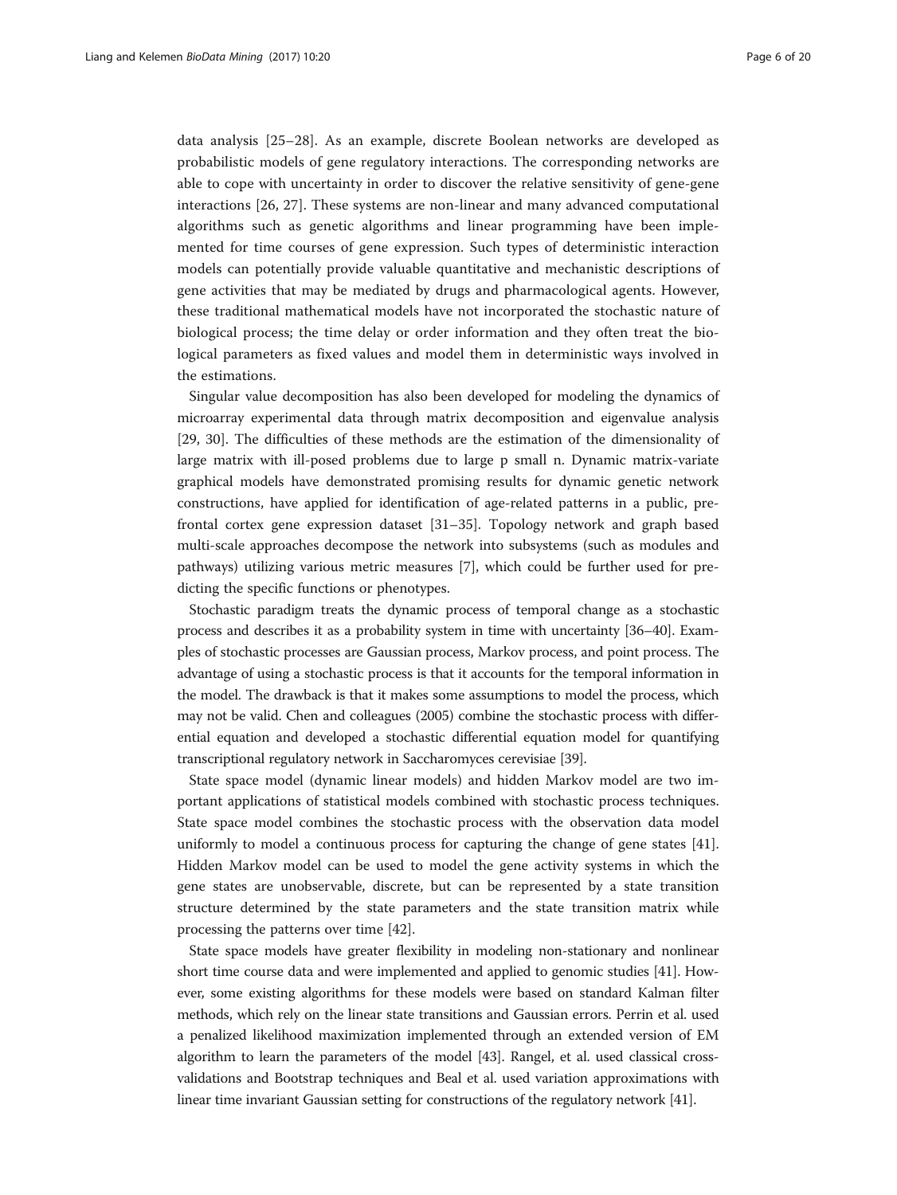data analysis [25–28]. As an example, discrete Boolean networks are developed as probabilistic models of gene regulatory interactions. The corresponding networks are able to cope with uncertainty in order to discover the relative sensitivity of gene-gene interactions [26, 27]. These systems are non-linear and many advanced computational algorithms such as genetic algorithms and linear programming have been implemented for time courses of gene expression. Such types of deterministic interaction models can potentially provide valuable quantitative and mechanistic descriptions of gene activities that may be mediated by drugs and pharmacological agents. However, these traditional mathematical models have not incorporated the stochastic nature of biological process; the time delay or order information and they often treat the biological parameters as fixed values and model them in deterministic ways involved in the estimations.

Singular value decomposition has also been developed for modeling the dynamics of microarray experimental data through matrix decomposition and eigenvalue analysis [29, 30]. The difficulties of these methods are the estimation of the dimensionality of large matrix with ill-posed problems due to large p small n. Dynamic matrix-variate graphical models have demonstrated promising results for dynamic genetic network constructions, have applied for identification of age-related patterns in a public, prefrontal cortex gene expression dataset [31–35]. Topology network and graph based multi-scale approaches decompose the network into subsystems (such as modules and pathways) utilizing various metric measures [7], which could be further used for predicting the specific functions or phenotypes.

Stochastic paradigm treats the dynamic process of temporal change as a stochastic process and describes it as a probability system in time with uncertainty [36–40]. Examples of stochastic processes are Gaussian process, Markov process, and point process. The advantage of using a stochastic process is that it accounts for the temporal information in the model. The drawback is that it makes some assumptions to model the process, which may not be valid. Chen and colleagues (2005) combine the stochastic process with differential equation and developed a stochastic differential equation model for quantifying transcriptional regulatory network in Saccharomyces cerevisiae [39].

State space model (dynamic linear models) and hidden Markov model are two important applications of statistical models combined with stochastic process techniques. State space model combines the stochastic process with the observation data model uniformly to model a continuous process for capturing the change of gene states [41]. Hidden Markov model can be used to model the gene activity systems in which the gene states are unobservable, discrete, but can be represented by a state transition structure determined by the state parameters and the state transition matrix while processing the patterns over time [42].

State space models have greater flexibility in modeling non-stationary and nonlinear short time course data and were implemented and applied to genomic studies [41]. However, some existing algorithms for these models were based on standard Kalman filter methods, which rely on the linear state transitions and Gaussian errors. Perrin et al. used a penalized likelihood maximization implemented through an extended version of EM algorithm to learn the parameters of the model [43]. Rangel, et al. used classical cross-validations and Bootstrap techniques and Beal et al. used variation approximations with linear time invariant Gaussian setting for constructions of the regulatory network [41].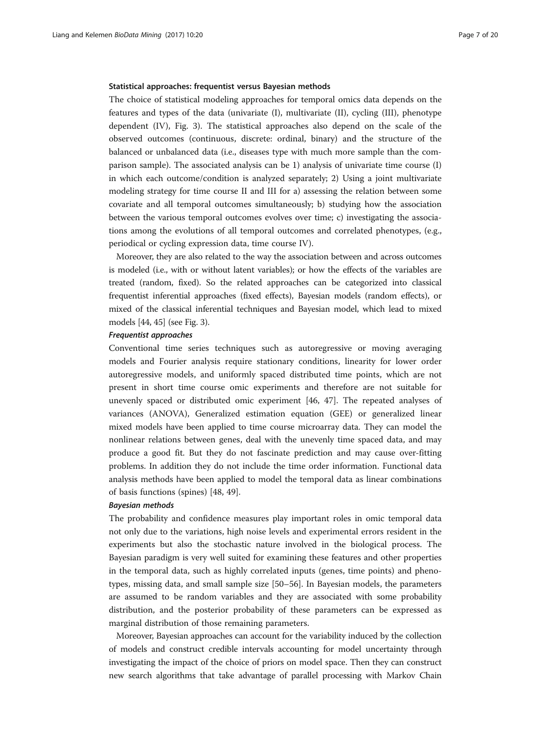#### Statistical approaches: frequentist versus Bayesian methods

The choice of statistical modeling approaches for temporal omics data depends on the features and types of the data (univariate (I), multivariate (II), cycling (III), phenotype dependent (IV), Fig. 3). The statistical approaches also depend on the scale of the observed outcomes (continuous, discrete: ordinal, binary) and the structure of the balanced or unbalanced data (i.e., diseases type with much more sample than the comparison sample). The associated analysis can be 1) analysis of univariate time course (I) in which each outcome/condition is analyzed separately; 2) Using a joint multivariate modeling strategy for time course II and III for a) assessing the relation between some covariate and all temporal outcomes simultaneously; b) studying how the association between the various temporal outcomes evolves over time; c) investigating the associations among the evolutions of all temporal outcomes and correlated phenotypes, (e.g., periodical or cycling expression data, time course IV).

Moreover, they are also related to the way the association between and across outcomes is modeled (i.e., with or without latent variables); or how the effects of the variables are treated (random, fixed). So the related approaches can be categorized into classical frequentist inferential approaches (fixed effects), Bayesian models (random effects), or mixed of the classical inferential techniques and Bayesian model, which lead to mixed models [44, 45] (see Fig. 3).

##### *Frequentist approaches*

Conventional time series techniques such as autoregressive or moving averaging models and Fourier analysis require stationary conditions, linearity for lower order autoregressive models, and uniformly spaced distributed time points, which are not present in short time course omic experiments and therefore are not suitable for unevenly spaced or distributed omic experiment [46, 47]. The repeated analyses of variances (ANOVA), Generalized estimation equation (GEE) or generalized linear mixed models have been applied to time course microarray data. They can model the nonlinear relations between genes, deal with the unevenly time spaced data, and may produce a good fit. But they do not fascinate prediction and may cause over-fitting problems. In addition they do not include the time order information. Functional data analysis methods have been applied to model the temporal data as linear combinations of basis functions (spines) [48, 49].

##### *Bayesian methods*

The probability and confidence measures play important roles in omic temporal data not only due to the variations, high noise levels and experimental errors resident in the experiments but also the stochastic nature involved in the biological process. The Bayesian paradigm is very well suited for examining these features and other properties in the temporal data, such as highly correlated inputs (genes, time points) and phenotypes, missing data, and small sample size [50–56]. In Bayesian models, the parameters are assumed to be random variables and they are associated with some probability distribution, and the posterior probability of these parameters can be expressed as marginal distribution of those remaining parameters.

Moreover, Bayesian approaches can account for the variability induced by the collection of models and construct credible intervals accounting for model uncertainty through investigating the impact of the choice of priors on model space. Then they can construct new search algorithms that take advantage of parallel processing with Markov Chain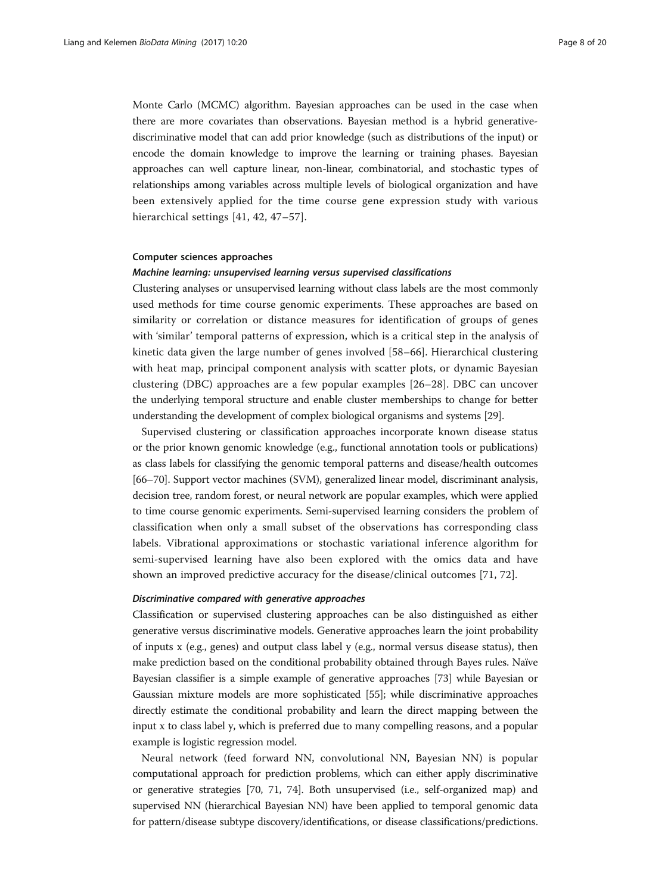Monte Carlo (MCMC) algorithm. Bayesian approaches can be used in the case when there are more covariates than observations. Bayesian method is a hybrid generative-discriminative model that can add prior knowledge (such as distributions of the input) or encode the domain knowledge to improve the learning or training phases. Bayesian approaches can well capture linear, non-linear, combinatorial, and stochastic types of relationships among variables across multiple levels of biological organization and have been extensively applied for the time course gene expression study with various hierarchical settings [41, 42, 47–57].

### Computer sciences approaches

#### *Machine learning: unsupervised learning versus supervised classifications*

Clustering analyses or unsupervised learning without class labels are the most commonly used methods for time course genomic experiments. These approaches are based on similarity or correlation or distance measures for identification of groups of genes with 'similar' temporal patterns of expression, which is a critical step in the analysis of kinetic data given the large number of genes involved [58–66]. Hierarchical clustering with heat map, principal component analysis with scatter plots, or dynamic Bayesian clustering (DBC) approaches are a few popular examples [26–28]. DBC can uncover the underlying temporal structure and enable cluster memberships to change for better understanding the development of complex biological organisms and systems [29].

Supervised clustering or classification approaches incorporate known disease status or the prior known genomic knowledge (e.g., functional annotation tools or publications) as class labels for classifying the genomic temporal patterns and disease/health outcomes [66–70]. Support vector machines (SVM), generalized linear model, discriminant analysis, decision tree, random forest, or neural network are popular examples, which were applied to time course genomic experiments. Semi-supervised learning considers the problem of classification when only a small subset of the observations has corresponding class labels. Vibrational approximations or stochastic variational inference algorithm for semi-supervised learning have also been explored with the omics data and have shown an improved predictive accuracy for the disease/clinical outcomes [71, 72].

#### *Discriminative compared with generative approaches*

Classification or supervised clustering approaches can be also distinguished as either generative versus discriminative models. Generative approaches learn the joint probability of inputs x (e.g., genes) and output class label y (e.g., normal versus disease status), then make prediction based on the conditional probability obtained through Bayes rules. Naïve Bayesian classifier is a simple example of generative approaches [73] while Bayesian or Gaussian mixture models are more sophisticated [55]; while discriminative approaches directly estimate the conditional probability and learn the direct mapping between the input x to class label y, which is preferred due to many compelling reasons, and a popular example is logistic regression model.

Neural network (feed forward NN, convolutional NN, Bayesian NN) is popular computational approach for prediction problems, which can either apply discriminative or generative strategies [70, 71, 74]. Both unsupervised (i.e., self-organized map) and supervised NN (hierarchical Bayesian NN) have been applied to temporal genomic data for pattern/disease subtype discovery/identifications, or disease classifications/predictions.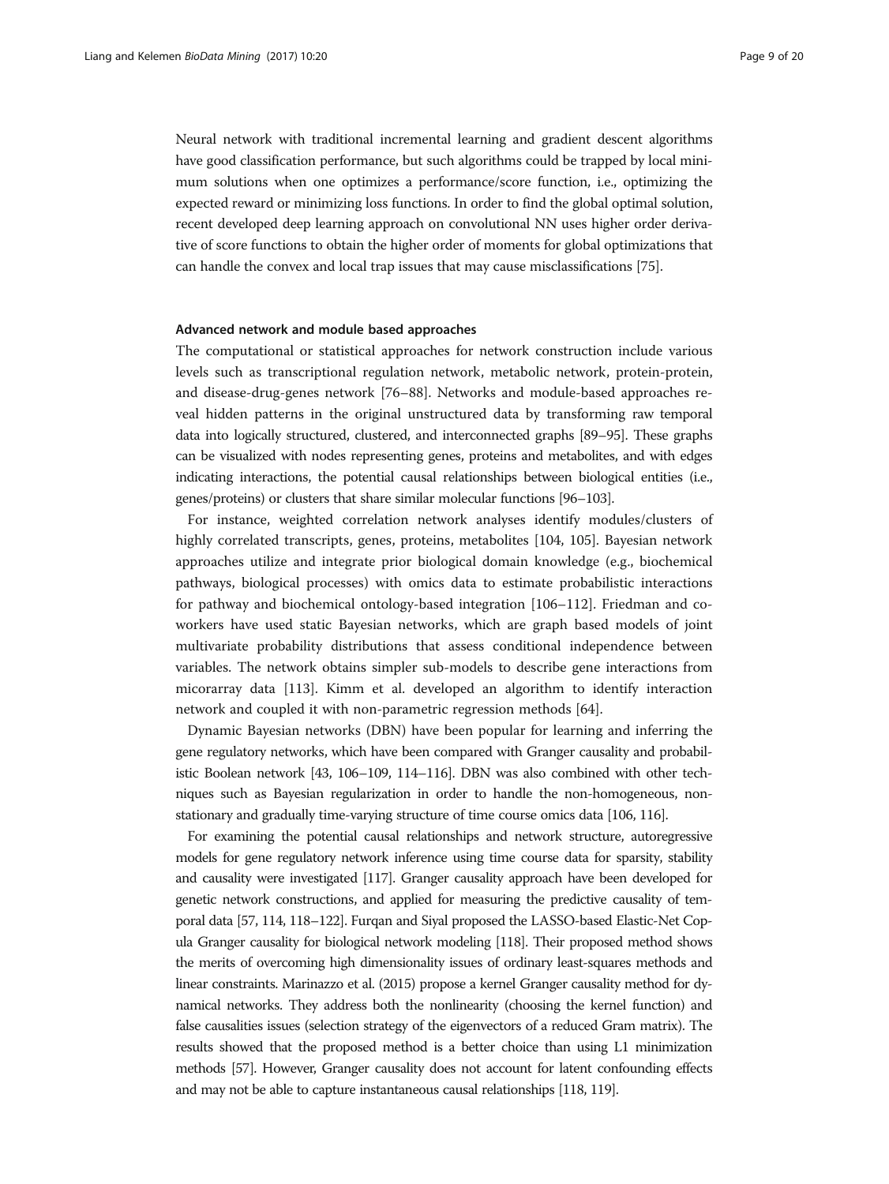Neural network with traditional incremental learning and gradient descent algorithms have good classification performance, but such algorithms could be trapped by local minimum solutions when one optimizes a performance/score function, i.e., optimizing the expected reward or minimizing loss functions. In order to find the global optimal solution, recent developed deep learning approach on convolutional NN uses higher order derivative of score functions to obtain the higher order of moments for global optimizations that can handle the convex and local trap issues that may cause misclassifications [75].

### Advanced network and module based approaches

The computational or statistical approaches for network construction include various levels such as transcriptional regulation network, metabolic network, protein-protein, and disease-drug-genes network [76–88]. Networks and module-based approaches reveal hidden patterns in the original unstructured data by transforming raw temporal data into logically structured, clustered, and interconnected graphs [89–95]. These graphs can be visualized with nodes representing genes, proteins and metabolites, and with edges indicating interactions, the potential causal relationships between biological entities (i.e., genes/proteins) or clusters that share similar molecular functions [96–103].

For instance, weighted correlation network analyses identify modules/clusters of highly correlated transcripts, genes, proteins, metabolites [104, 105]. Bayesian network approaches utilize and integrate prior biological domain knowledge (e.g., biochemical pathways, biological processes) with omics data to estimate probabilistic interactions for pathway and biochemical ontology-based integration [106–112]. Friedman and coworkers have used static Bayesian networks, which are graph based models of joint multivariate probability distributions that assess conditional independence between variables. The network obtains simpler sub-models to describe gene interactions from micorarray data [113]. Kimm et al. developed an algorithm to identify interaction network and coupled it with non-parametric regression methods [64].

Dynamic Bayesian networks (DBN) have been popular for learning and inferring the gene regulatory networks, which have been compared with Granger causality and probabilistic Boolean network [43, 106–109, 114–116]. DBN was also combined with other techniques such as Bayesian regularization in order to handle the non-homogeneous, nonstationary and gradually time-varying structure of time course omics data [106, 116].

For examining the potential causal relationships and network structure, autoregressive models for gene regulatory network inference using time course data for sparsity, stability and causality were investigated [117]. Granger causality approach have been developed for genetic network constructions, and applied for measuring the predictive causality of temporal data [57, 114, 118–122]. Furqan and Siyal proposed the LASSO-based Elastic-Net Copula Granger causality for biological network modeling [118]. Their proposed method shows the merits of overcoming high dimensionality issues of ordinary least-squares methods and linear constraints. Marinazzo et al. (2015) propose a kernel Granger causality method for dynamical networks. They address both the nonlinearity (choosing the kernel function) and false causalities issues (selection strategy of the eigenvectors of a reduced Gram matrix). The results showed that the proposed method is a better choice than using L1 minimization methods [57]. However, Granger causality does not account for latent confounding effects and may not be able to capture instantaneous causal relationships [118, 119].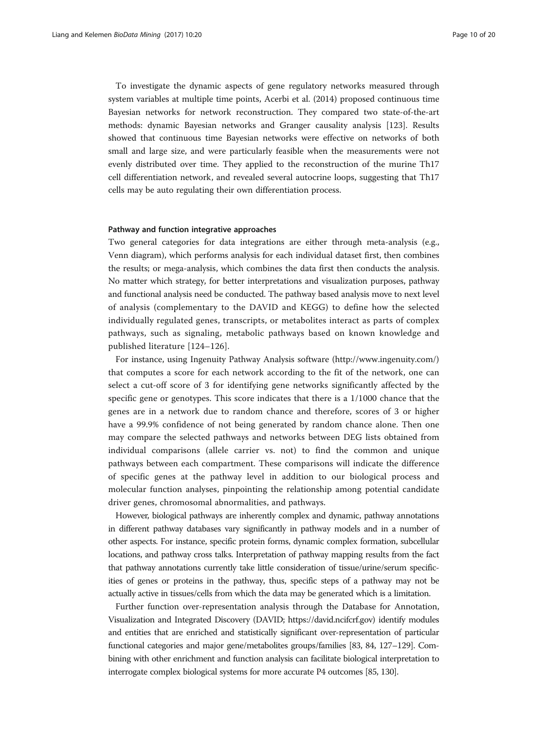To investigate the dynamic aspects of gene regulatory networks measured through system variables at multiple time points, Acerbi et al. (2014) proposed continuous time Bayesian networks for network reconstruction. They compared two state-of-the-art methods: dynamic Bayesian networks and Granger causality analysis [123]. Results showed that continuous time Bayesian networks were effective on networks of both small and large size, and were particularly feasible when the measurements were not evenly distributed over time. They applied to the reconstruction of the murine Th17 cell differentiation network, and revealed several autocrine loops, suggesting that Th17 cells may be auto regulating their own differentiation process.

#### Pathway and function integrative approaches

Two general categories for data integrations are either through meta-analysis (e.g., Venn diagram), which performs analysis for each individual dataset first, then combines the results; or mega-analysis, which combines the data first then conducts the analysis. No matter which strategy, for better interpretations and visualization purposes, pathway and functional analysis need be conducted. The pathway based analysis move to next level of analysis (complementary to the DAVID and KEGG) to define how the selected individually regulated genes, transcripts, or metabolites interact as parts of complex pathways, such as signaling, metabolic pathways based on known knowledge and published literature [124–126].

For instance, using Ingenuity Pathway Analysis software (http://www.ingenuity.com/) that computes a score for each network according to the fit of the network, one can select a cut-off score of 3 for identifying gene networks significantly affected by the specific gene or genotypes. This score indicates that there is a 1/1000 chance that the genes are in a network due to random chance and therefore, scores of 3 or higher have a 99.9% confidence of not being generated by random chance alone. Then one may compare the selected pathways and networks between DEG lists obtained from individual comparisons (allele carrier vs. not) to find the common and unique pathways between each compartment. These comparisons will indicate the difference of specific genes at the pathway level in addition to our biological process and molecular function analyses, pinpointing the relationship among potential candidate driver genes, chromosomal abnormalities, and pathways.

However, biological pathways are inherently complex and dynamic, pathway annotations in different pathway databases vary significantly in pathway models and in a number of other aspects. For instance, specific protein forms, dynamic complex formation, subcellular locations, and pathway cross talks. Interpretation of pathway mapping results from the fact that pathway annotations currently take little consideration of tissue/urine/serum specificities of genes or proteins in the pathway, thus, specific steps of a pathway may not be actually active in tissues/cells from which the data may be generated which is a limitation.

Further function over-representation analysis through the Database for Annotation, Visualization and Integrated Discovery (DAVID; https://david.ncifcrf.gov) identify modules and entities that are enriched and statistically significant over-representation of particular functional categories and major gene/metabolites groups/families [83, 84, 127–129]. Combining with other enrichment and function analysis can facilitate biological interpretation to interrogate complex biological systems for more accurate P4 outcomes [85, 130].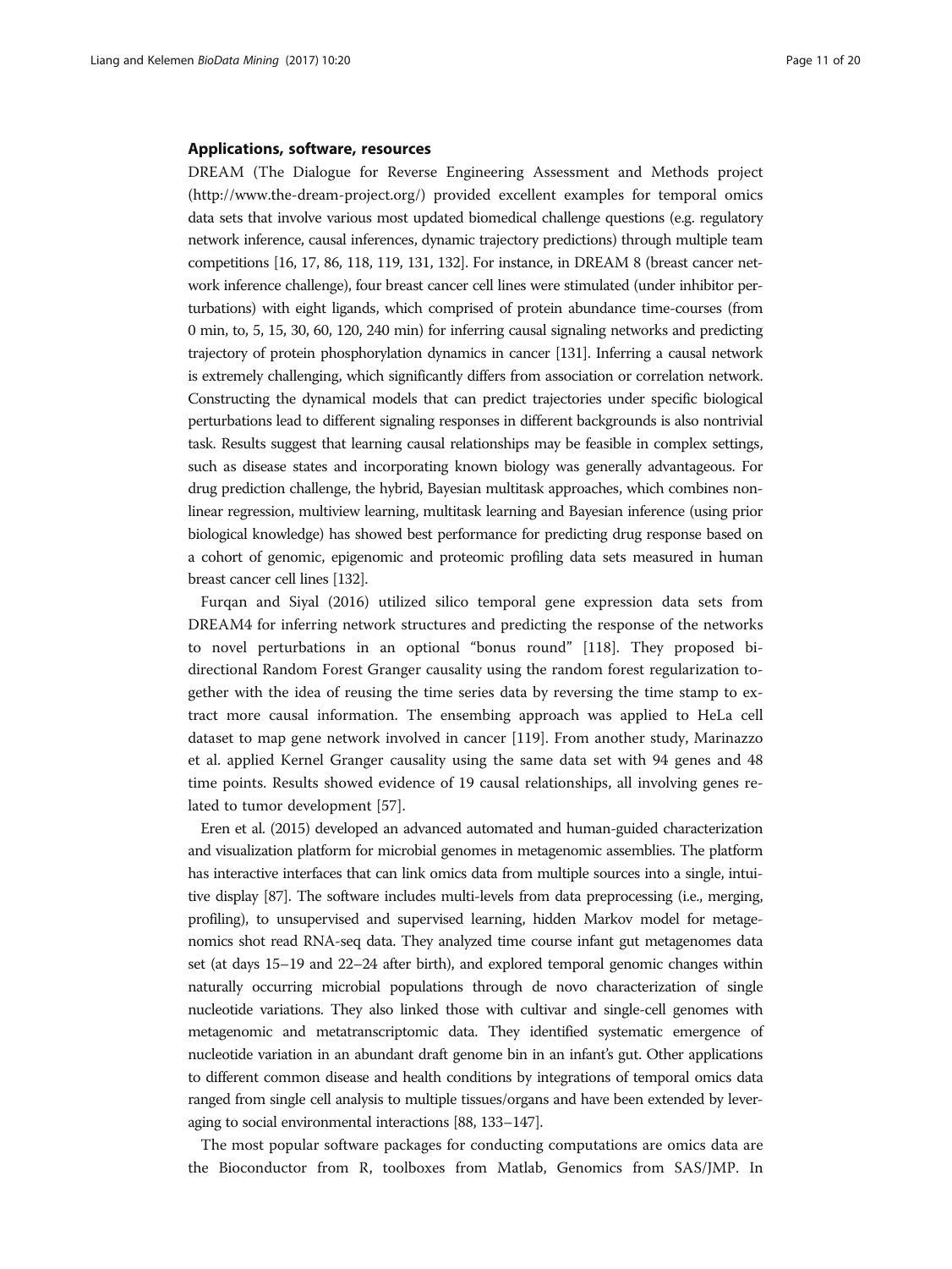### Applications, software, resources

DREAM (The Dialogue for Reverse Engineering Assessment and Methods project (http://www.the-dream-project.org/) provided excellent examples for temporal omics data sets that involve various most updated biomedical challenge questions (e.g. regulatory network inference, causal inferences, dynamic trajectory predictions) through multiple team competitions [16, 17, 86, 118, 119, 131, 132]. For instance, in DREAM 8 (breast cancer network inference challenge), four breast cancer cell lines were stimulated (under inhibitor perturbations) with eight ligands, which comprised of protein abundance time-courses (from 0 min, to, 5, 15, 30, 60, 120, 240 min) for inferring causal signaling networks and predicting trajectory of protein phosphorylation dynamics in cancer [131]. Inferring a causal network is extremely challenging, which significantly differs from association or correlation network. Constructing the dynamical models that can predict trajectories under specific biological perturbations lead to different signaling responses in different backgrounds is also nontrivial task. Results suggest that learning causal relationships may be feasible in complex settings, such as disease states and incorporating known biology was generally advantageous. For drug prediction challenge, the hybrid, Bayesian multitask approaches, which combines nonlinear regression, multiview learning, multitask learning and Bayesian inference (using prior biological knowledge) has showed best performance for predicting drug response based on a cohort of genomic, epigenomic and proteomic profiling data sets measured in human breast cancer cell lines [132].

Furqan and Siyal (2016) utilized silico temporal gene expression data sets from DREAM4 for inferring network structures and predicting the response of the networks to novel perturbations in an optional "bonus round" [118]. They proposed bi-directional Random Forest Granger causality using the random forest regularization together with the idea of reusing the time series data by reversing the time stamp to extract more causal information. The ensembing approach was applied to HeLa cell dataset to map gene network involved in cancer [119]. From another study, Marinazzo et al. applied Kernel Granger causality using the same data set with 94 genes and 48 time points. Results showed evidence of 19 causal relationships, all involving genes related to tumor development [57].

Eren et al. (2015) developed an advanced automated and human-guided characterization and visualization platform for microbial genomes in metagenomic assemblies. The platform has interactive interfaces that can link omics data from multiple sources into a single, intuitive display [87]. The software includes multi-levels from data preprocessing (i.e., merging, profiling), to unsupervised and supervised learning, hidden Markov model for metagenomics shot read RNA-seq data. They analyzed time course infant gut metagenomes data set (at days 15–19 and 22–24 after birth), and explored temporal genomic changes within naturally occurring microbial populations through de novo characterization of single nucleotide variations. They also linked those with cultivar and single-cell genomes with metagenomic and metatranscriptomic data. They identified systematic emergence of nucleotide variation in an abundant draft genome bin in an infant's gut. Other applications to different common disease and health conditions by integrations of temporal omics data ranged from single cell analysis to multiple tissues/organs and have been extended by leveraging to social environmental interactions [88, 133–147].

The most popular software packages for conducting computations are omics data are the Bioconductor from R, toolboxes from Matlab, Genomics from SAS/JMP. In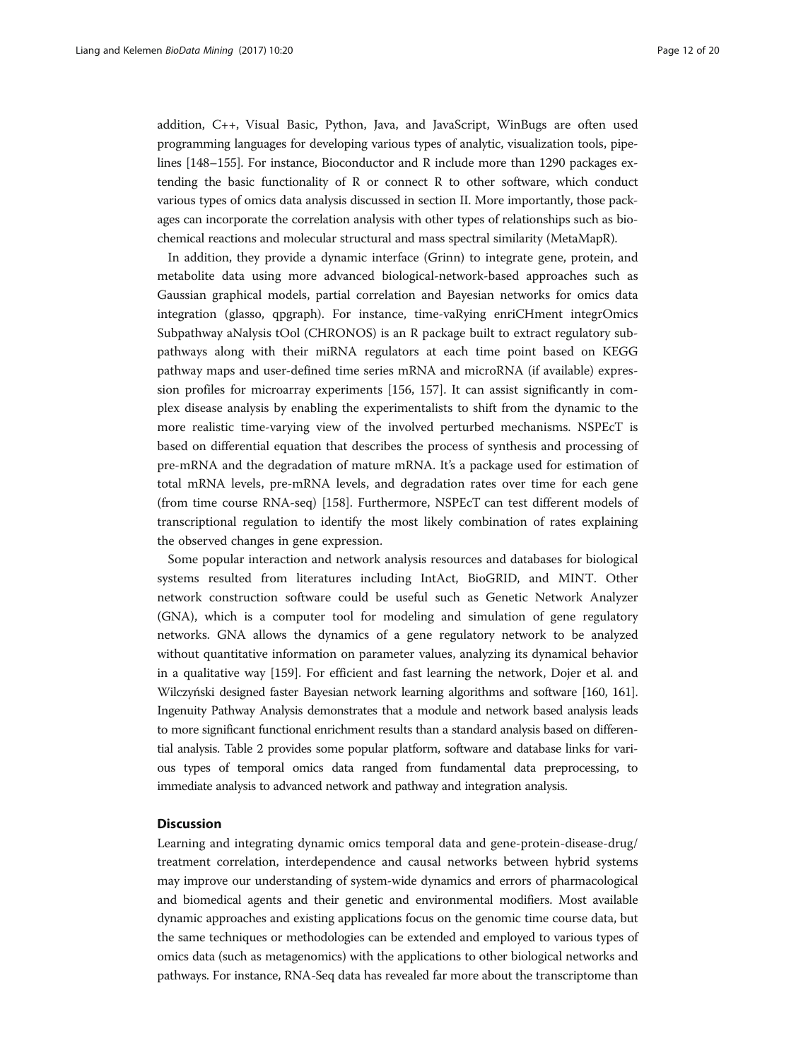addition, C++, Visual Basic, Python, Java, and JavaScript, WinBugs are often used programming languages for developing various types of analytic, visualization tools, pipelines [148–155]. For instance, Bioconductor and R include more than 1290 packages extending the basic functionality of R or connect R to other software, which conduct various types of omics data analysis discussed in section II. More importantly, those packages can incorporate the correlation analysis with other types of relationships such as biochemical reactions and molecular structural and mass spectral similarity (MetaMapR).

In addition, they provide a dynamic interface (Grinn) to integrate gene, protein, and metabolite data using more advanced biological-network-based approaches such as Gaussian graphical models, partial correlation and Bayesian networks for omics data integration (glasso, qpgraph). For instance, time-vaRying enriCHment integrOmics Subpathway aNalysis tOol (CHRONOS) is an R package built to extract regulatory subpathways along with their miRNA regulators at each time point based on KEGG pathway maps and user-defined time series mRNA and microRNA (if available) expression profiles for microarray experiments [156, 157]. It can assist significantly in complex disease analysis by enabling the experimentalists to shift from the dynamic to the more realistic time-varying view of the involved perturbed mechanisms. NSPEcT is based on differential equation that describes the process of synthesis and processing of pre-mRNA and the degradation of mature mRNA. It's a package used for estimation of total mRNA levels, pre-mRNA levels, and degradation rates over time for each gene (from time course RNA-seq) [158]. Furthermore, NSPEcT can test different models of transcriptional regulation to identify the most likely combination of rates explaining the observed changes in gene expression.

Some popular interaction and network analysis resources and databases for biological systems resulted from literatures including IntAct, BioGRID, and MINT. Other network construction software could be useful such as Genetic Network Analyzer (GNA), which is a computer tool for modeling and simulation of gene regulatory networks. GNA allows the dynamics of a gene regulatory network to be analyzed without quantitative information on parameter values, analyzing its dynamical behavior in a qualitative way [159]. For efficient and fast learning the network, Dojer et al. and Wilczyński designed faster Bayesian network learning algorithms and software [160, 161]. Ingenuity Pathway Analysis demonstrates that a module and network based analysis leads to more significant functional enrichment results than a standard analysis based on differential analysis. Table 2 provides some popular platform, software and database links for various types of temporal omics data ranged from fundamental data preprocessing, to immediate analysis to advanced network and pathway and integration analysis.

## Discussion

Learning and integrating dynamic omics temporal data and gene-protein-disease-drug/treatment correlation, interdependence and causal networks between hybrid systems may improve our understanding of system-wide dynamics and errors of pharmacological and biomedical agents and their genetic and environmental modifiers. Most available dynamic approaches and existing applications focus on the genomic time course data, but the same techniques or methodologies can be extended and employed to various types of omics data (such as metagenomics) with the applications to other biological networks and pathways. For instance, RNA-Seq data has revealed far more about the transcriptome than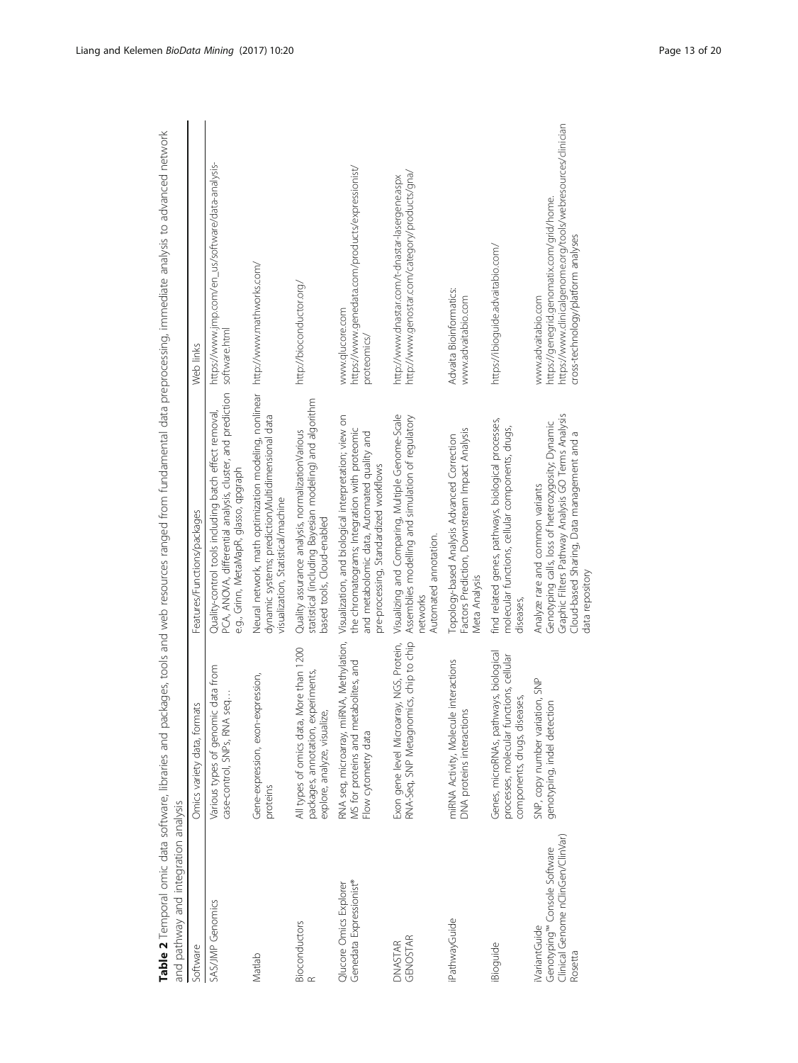**Table 2** Temporal omic data software, libraries and packages, tools and web resources ranged from fundamental data preprocessing, immediate analysis to advanced network and pathway and integration analysis

| Software | Omics variety data, formats | Features/Functions/packages | Web links |
| --- | --- | --- | --- |
| SAS/JMP Genomics | Various types of genomic data from case-control, SNPs, RNA seq… | Quality-control tools including batch effect removal, PCA, ANOVA, differential analysis, cluster, and prediction e.g., Grinn, MetaMapR, glasso, qpgraph | https://www.jmp.com/en_us/software/data-analysis-software.html |
| Matlab | Gene-expression, exon-expression, proteins | Neural network, math optimization modeling, nonlinear dynamic systems; prediction,Multidimensional data visualization, Statistical/machine | http://www.mathworks.com/ |
| Bioconductors<br>R | All types of omics data, More than 1200 packages, annotation, experiments, explore, analyze, visualize, | Quality assurance analysis, normalizationVarious statistical (including Bayesian modeling) and algorithm based tools, Cloud-enabled | http://bioconductor.org/ |
| Qlucore Omics Explorer<br>Genedata Expressionist® | RNA seq, microarray, miRNA, Methylation, MS for proteins and metabolites, and Flow cytometry data | Visualization, and biological interpretation; view on the chromatograms; Integration with proteomic and metabolomic data, Automated quality and pre-processing, Standardized workflows | www.qlucore.com<br>https://www.genedata.com/products/expressionist/proteomics/ |
| DNASTAR<br>GENOSTAR | Exon gene level Microarray, NGS, Protein, RNA-Seq, SNP Metagnomics, chip to chip | Visualizing and Comparing, Multiple Genome-Scale Assembles modelling and simulation of regulatory networks<br>Automated annotation. | http://www.dnastar.com/t-dnastar-lasergene.aspx<br>http://www.genostar.com/category/products/gna/ |
| iPathwayGuide | miRNA Activity, Molecule interactions DNA proteins interactions | Topology-based Analysis Advanced Correction Factors Prediction, Downstream Impact Analysis Meta Analysis | Advaita Bioinformatics:<br>www.advaitabio.com |
| iBioguide | Genes, microRNAs, pathways, biological processes, molecular functions, cellular components, drugs, diseases, | find related genes, pathways, biological processes, molecular functions, cellular components, drugs, diseases, | https://ibioguide.advaitabio.com/ |
| iVariantGuide<br>Genotyping™ Console Software<br>Clinical Genome nClinGen/ClinVar)<br>Rosetta | SNP, copy number variation, SNP genotyping, indel detection | Analyze rare and common variants<br>Genotyping calls, loss of heterozygosity; Dynamic Graphic Filters Pathway Analysis GO Terms Analysis Cloud-based Sharing, Data management and a data repository | www.advaitabio.com<br>https://genegrid.genomatix.com/grid/home.<br>https://www.clinicalgenome.org/tools/webresources/clinician cross-technology/platform analyses |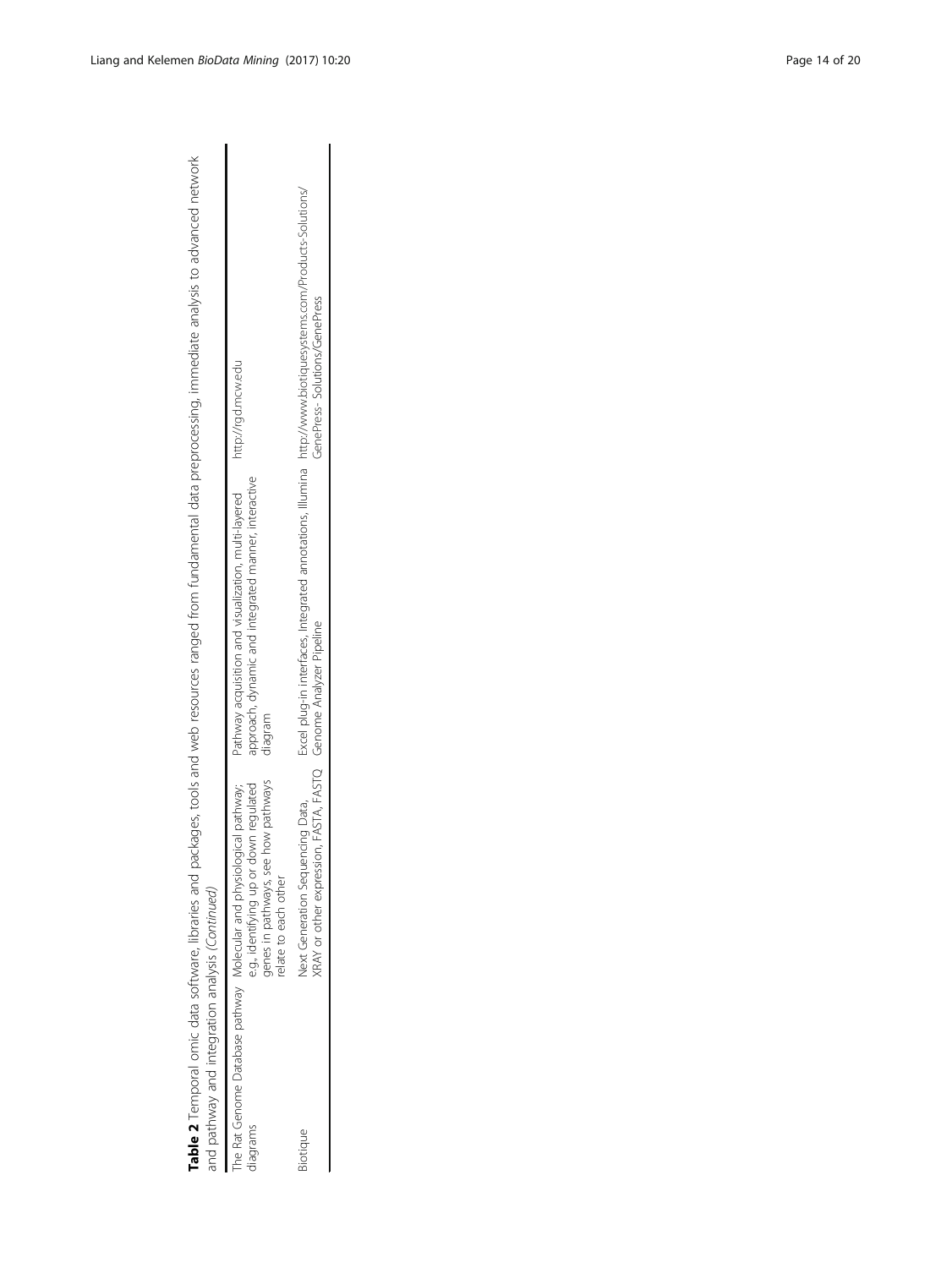**Table 2** Temporal omic data software, libraries and packages, tools and web resources ranged from fundamental data preprocessing, immediate analysis to advanced network and pathway and integration analysis *(Continued)*

| | | | |
|---|---|---|---|
| The Rat Genome Database pathway diagrams | Molecular and physiological pathway; e.g., identifying up or down regulated genes in pathways, see how pathways relate to each other | Pathway acquisition and visualization, multi-layered approach, dynamic and integrated manner, interactive diagram | http://rgd.mcw.edu |
| Biotique | Next Generation Sequencing Data, XRAY or other expression, FASTA, FASTQ | Excel plug-in interfaces, Integrated annotations, Illumina Genome Analyzer Pipeline | http://www.biotiquesystems.com/Products-Solutions/GenePress- Solutions/GenePress |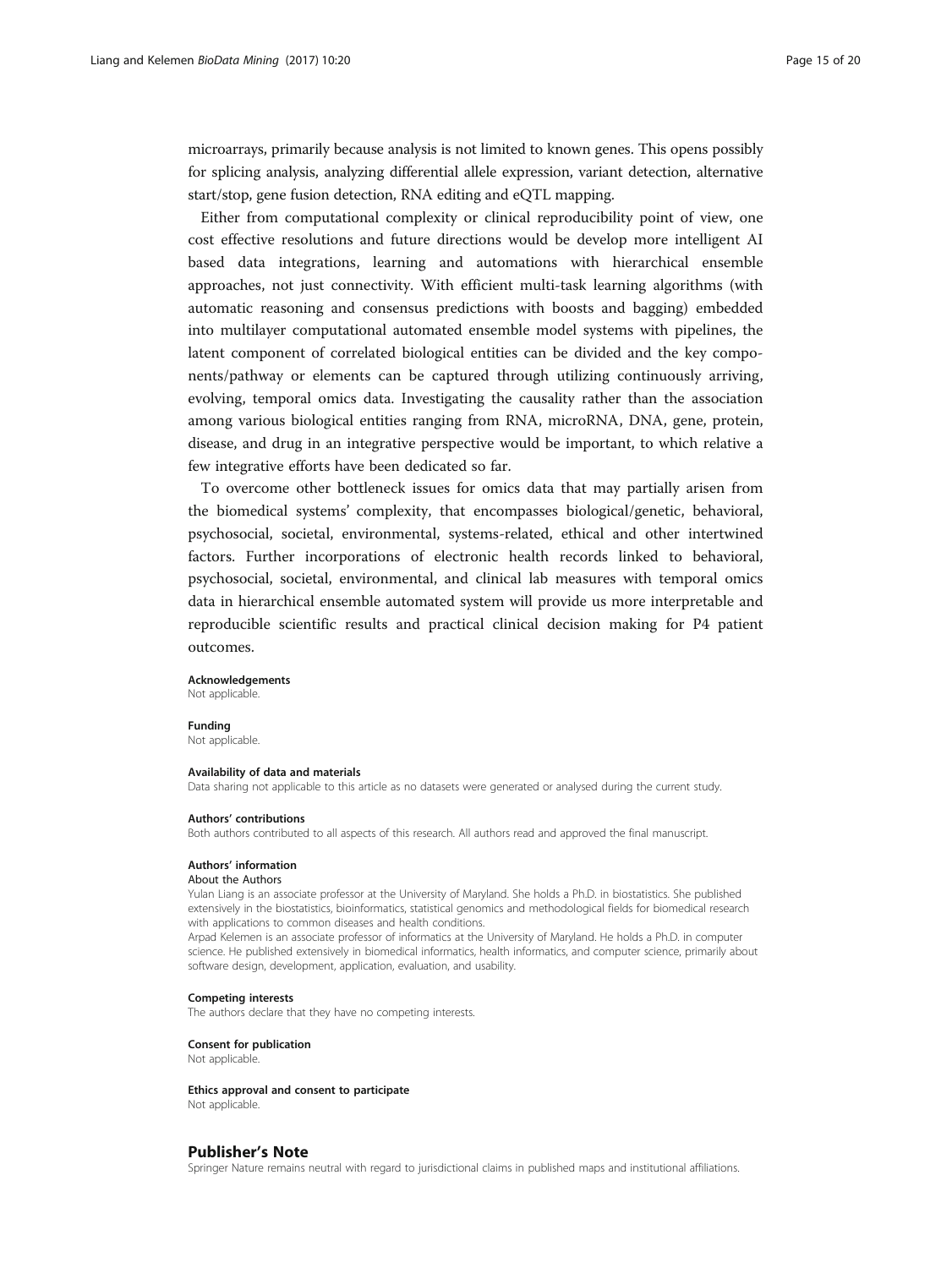microarrays, primarily because analysis is not limited to known genes. This opens possibly for splicing analysis, analyzing differential allele expression, variant detection, alternative start/stop, gene fusion detection, RNA editing and eQTL mapping.

Either from computational complexity or clinical reproducibility point of view, one cost effective resolutions and future directions would be develop more intelligent AI based data integrations, learning and automations with hierarchical ensemble approaches, not just connectivity. With efficient multi-task learning algorithms (with automatic reasoning and consensus predictions with boosts and bagging) embedded into multilayer computational automated ensemble model systems with pipelines, the latent component of correlated biological entities can be divided and the key components/pathway or elements can be captured through utilizing continuously arriving, evolving, temporal omics data. Investigating the causality rather than the association among various biological entities ranging from RNA, microRNA, DNA, gene, protein, disease, and drug in an integrative perspective would be important, to which relative a few integrative efforts have been dedicated so far.

To overcome other bottleneck issues for omics data that may partially arisen from the biomedical systems' complexity, that encompasses biological/genetic, behavioral, psychosocial, societal, environmental, systems-related, ethical and other intertwined factors. Further incorporations of electronic health records linked to behavioral, psychosocial, societal, environmental, and clinical lab measures with temporal omics data in hierarchical ensemble automated system will provide us more interpretable and reproducible scientific results and practical clinical decision making for P4 patient outcomes.

#### Acknowledgements
Not applicable.

#### Funding
Not applicable.

#### Availability of data and materials
Data sharing not applicable to this article as no datasets were generated or analysed during the current study.

#### Authors' contributions
Both authors contributed to all aspects of this research. All authors read and approved the final manuscript.

#### Authors' information
About the Authors

Yulan Liang is an associate professor at the University of Maryland. She holds a Ph.D. in biostatistics. She published extensively in the biostatistics, bioinformatics, statistical genomics and methodological fields for biomedical research with applications to common diseases and health conditions.

Arpad Kelemen is an associate professor of informatics at the University of Maryland. He holds a Ph.D. in computer science. He published extensively in biomedical informatics, health informatics, and computer science, primarily about software design, development, application, evaluation, and usability.

#### Competing interests
The authors declare that they have no competing interests.

#### Consent for publication
Not applicable.

#### Ethics approval and consent to participate
Not applicable.

## Publisher's Note
Springer Nature remains neutral with regard to jurisdictional claims in published maps and institutional affiliations.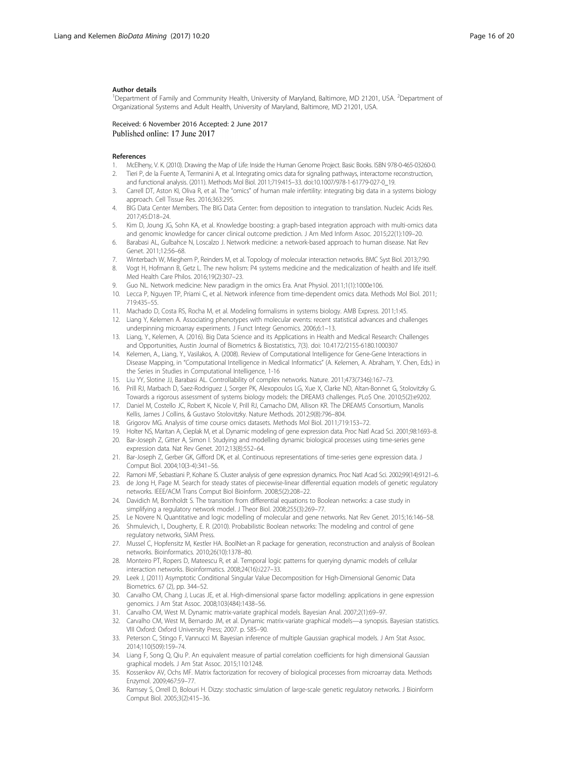#### Author details

[1]Department of Family and Community Health, University of Maryland, Baltimore, MD 21201, USA. [2]Department of Organizational Systems and Adult Health, University of Maryland, Baltimore, MD 21201, USA.

Received: 6 November 2016 Accepted: 2 June 2017
Published online: 17 June 2017

#### References

1. McElheny, V. K. (2010). Drawing the Map of Life: Inside the Human Genome Project. Basic Books. ISBN 978-0-465-03260-0.
2. Tieri P, de la Fuente A, Termanini A, et al. Integrating omics data for signaling pathways, interactome reconstruction, and functional analysis. (2011). Methods Mol Biol. 2011;719:415–33. doi:10.1007/978-1-61779-027-0_19.
3. Carrell DT, Aston KI, Oliva R, et al. The "omics" of human male infertility: integrating big data in a systems biology approach. Cell Tissue Res. 2016;363:295.
4. BIG Data Center Members. The BIG Data Center: from deposition to integration to translation. Nucleic Acids Res. 2017;45:D18–24.
5. Kim D, Joung JG, Sohn KA, et al. Knowledge boosting: a graph-based integration approach with multi-omics data and genomic knowledge for cancer clinical outcome prediction. J Am Med Inform Assoc. 2015;22(1):109–20.
6. Barabasi AL, Gulbahce N, Loscalzo J. Network medicine: a network-based approach to human disease. Nat Rev Genet. 2011;12:56–68.
7. Winterbach W, Mieghem P, Reinders M, et al. Topology of molecular interaction networks. BMC Syst Biol. 2013;7:90.
8. Vogt H, Hofmann B, Getz L. The new holism: P4 systems medicine and the medicalization of health and life itself. Med Health Care Philos. 2016;19(2):307–23.
9. Guo NL. Network medicine: New paradigm in the omics Era. Anat Physiol. 2011;1(1):1000e106.
10. Lecca P, Nguyen TP, Priami C, et al. Network inference from time-dependent omics data. Methods Mol Biol. 2011; 719:435–55.
11. Machado D, Costa RS, Rocha M, et al. Modeling formalisms in systems biology. AMB Express. 2011;1:45.
12. Liang Y, Kelemen A. Associating phenotypes with molecular events: recent statistical advances and challenges underpinning microarray experiments. J Funct Integr Genomics. 2006;6:1–13.
13. Liang, Y., Kelemen, A. (2016). Big Data Science and its Applications in Health and Medical Research: Challenges and Opportunities, Austin Journal of Biometrics & Biostatistics, 7(3). doi: 10.4172/2155-6180.1000307
14. Kelemen, A., Liang, Y., Vasilakos, A. (2008). Review of Computational Intelligence for Gene-Gene Interactions in Disease Mapping, in "Computational Intelligence in Medical Informatics" (A. Kelemen, A. Abraham, Y. Chen, Eds.) in the Series in Studies in Computational Intelligence, 1-16
15. Liu YY, Slotine JJ, Barabasi AL. Controllability of complex networks. Nature. 2011;473(7346):167–73.
16. Prill RJ, Marbach D, Saez-Rodriguez J, Sorger PK, Alexopoulos LG, Xue X, Clarke ND, Altan-Bonnet G, Stolovitzky G. Towards a rigorous assessment of systems biology models: the DREAM3 challenges. PLoS One. 2010;5(2):e9202.
17. Daniel M, Costello JC, Robert K, Nicole V, Prill RJ, Camacho DM, Allison KR. The DREAM5 Consortium, Manolis Kellis, James J Collins, & Gustavo Stolovitzky. Nature Methods. 2012;9(8):796–804.
18. Grigorov MG. Analysis of time course omics datasets. Methods Mol Biol. 2011;719:153–72.
19. Holter NS, Maritan A, Cieplak M, et al. Dynamic modeling of gene expression data. Proc Natl Acad Sci. 2001;98:1693–8.
20. Bar-Joseph Z, Gitter A, Simon I. Studying and modelling dynamic biological processes using time-series gene expression data. Nat Rev Genet. 2012;13(8):552–64.
21. Bar-Joseph Z, Gerber GK, Gifford DK, et al. Continuous representations of time-series gene expression data. J Comput Biol. 2004;10(3-4):341–56.
22. Ramoni MF, Sebastiani P, Kohane IS. Cluster analysis of gene expression dynamics. Proc Natl Acad Sci. 2002;99(14):9121–6.
23. de Jong H, Page M. Search for steady states of piecewise-linear differential equation models of genetic regulatory networks. IEEE/ACM Trans Comput Biol Bioinform. 2008;5(2):208–22.
24. Davidich M, Bornholdt S. The transition from differential equations to Boolean networks: a case study in simplifying a regulatory network model. J Theor Biol. 2008;255(3):269–77.
25. Le Novere N. Quantitative and logic modelling of molecular and gene networks. Nat Rev Genet. 2015;16:146–58.
26. Shmulevich, I., Dougherty, E. R. (2010). Probabilistic Boolean networks: The modeling and control of gene regulatory networks, SIAM Press.
27. Mussel C, Hopfensitz M, Kestler HA. BoolNet-an R package for generation, reconstruction and analysis of Boolean networks. Bioinformatics. 2010;26(10):1378–80.
28. Monteiro PT, Ropers D, Mateescu R, et al. Temporal logic patterns for querying dynamic models of cellular interaction networks. Bioinformatics. 2008;24(16):i227–33.
29. Leek J, (2011) Asymptotic Conditional Singular Value Decomposition for High-Dimensional Genomic Data Biometrics. 67 (2), pp. 344–52.
30. Carvalho CM, Chang J, Lucas JE, et al. High-dimensional sparse factor modelling: applications in gene expression genomics. J Am Stat Assoc. 2008;103(484):1438–56.
31. Carvalho CM, West M. Dynamic matrix-variate graphical models. Bayesian Anal. 2007;2(1):69–97.
32. Carvalho CM, West M, Bernardo JM, et al. Dynamic matrix-variate graphical models—a synopsis. Bayesian statistics. VIII Oxford: Oxford University Press; 2007. p. 585–90.
33. Peterson C, Stingo F, Vannucci M. Bayesian inference of multiple Gaussian graphical models. J Am Stat Assoc. 2014;110(509):159–74.
34. Liang F, Song Q, Qiu P. An equivalent measure of partial correlation coefficients for high dimensional Gaussian graphical models. J Am Stat Assoc. 2015;110:1248.
35. Kossenkov AV, Ochs MF. Matrix factorization for recovery of biological processes from microarray data. Methods Enzymol. 2009;467:59–77.
36. Ramsey S, Orrell D, Bolouri H. Dizzy: stochastic simulation of large-scale genetic regulatory networks. J Bioinform Comput Biol. 2005;3(2):415–36.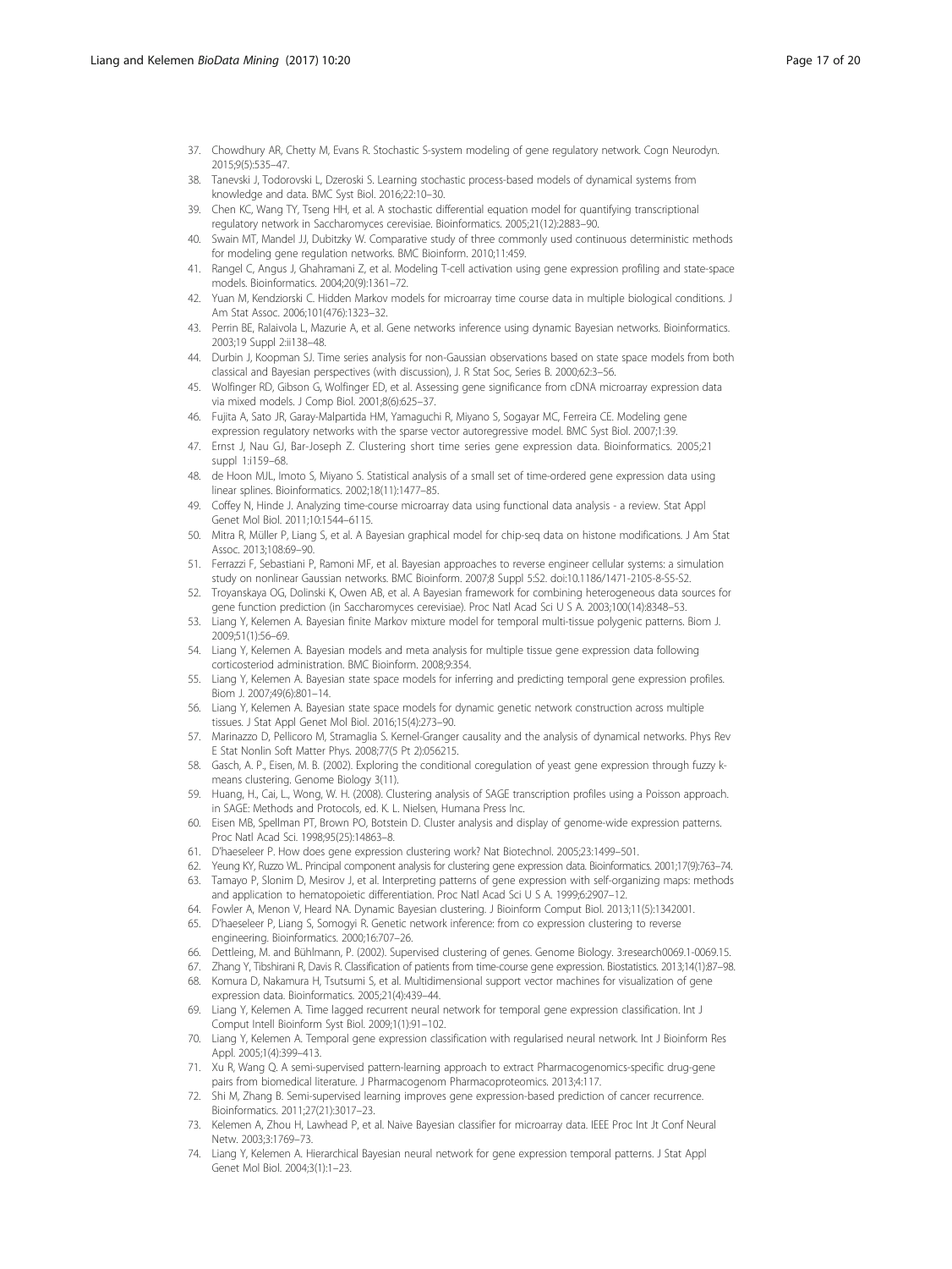37. Chowdhury AR, Chetty M, Evans R. Stochastic S-system modeling of gene regulatory network. Cogn Neurodyn. 2015;9(5):535–47.
38. Tanevski J, Todorovski L, Dzeroski S. Learning stochastic process-based models of dynamical systems from knowledge and data. BMC Syst Biol. 2016;22:10–30.
39. Chen KC, Wang TY, Tseng HH, et al. A stochastic differential equation model for quantifying transcriptional regulatory network in Saccharomyces cerevisiae. Bioinformatics. 2005;21(12):2883–90.
40. Swain MT, Mandel JJ, Dubitzky W. Comparative study of three commonly used continuous deterministic methods for modeling gene regulation networks. BMC Bioinform. 2010;11:459.
41. Rangel C, Angus J, Ghahramani Z, et al. Modeling T-cell activation using gene expression profiling and state-space models. Bioinformatics. 2004;20(9):1361–72.
42. Yuan M, Kendziorski C. Hidden Markov models for microarray time course data in multiple biological conditions. J Am Stat Assoc. 2006;101(476):1323–32.
43. Perrin BE, Ralaivola L, Mazurie A, et al. Gene networks inference using dynamic Bayesian networks. Bioinformatics. 2003;19 Suppl 2:ii138–48.
44. Durbin J, Koopman SJ. Time series analysis for non-Gaussian observations based on state space models from both classical and Bayesian perspectives (with discussion), J. R Stat Soc, Series B. 2000;62:3–56.
45. Wolfinger RD, Gibson G, Wolfinger ED, et al. Assessing gene significance from cDNA microarray expression data via mixed models. J Comp Biol. 2001;8(6):625–37.
46. Fujita A, Sato JR, Garay-Malpartida HM, Yamaguchi R, Miyano S, Sogayar MC, Ferreira CE. Modeling gene expression regulatory networks with the sparse vector autoregressive model. BMC Syst Biol. 2007;1:39.
47. Ernst J, Nau GJ, Bar-Joseph Z. Clustering short time series gene expression data. Bioinformatics. 2005;21 suppl 1:i159–68.
48. de Hoon MJL, Imoto S, Miyano S. Statistical analysis of a small set of time-ordered gene expression data using linear splines. Bioinformatics. 2002;18(11):1477–85.
49. Coffey N, Hinde J. Analyzing time-course microarray data using functional data analysis - a review. Stat Appl Genet Mol Biol. 2011;10:1544–6115.
50. Mitra R, Müller P, Liang S, et al. A Bayesian graphical model for chip-seq data on histone modifications. J Am Stat Assoc. 2013;108:69–90.
51. Ferrazzi F, Sebastiani P, Ramoni MF, et al. Bayesian approaches to reverse engineer cellular systems: a simulation study on nonlinear Gaussian networks. BMC Bioinform. 2007;8 Suppl 5:S2. doi:10.1186/1471-2105-8-S5-S2.
52. Troyanskaya OG, Dolinski K, Owen AB, et al. A Bayesian framework for combining heterogeneous data sources for gene function prediction (in Saccharomyces cerevisiae). Proc Natl Acad Sci U S A. 2003;100(14):8348–53.
53. Liang Y, Kelemen A. Bayesian finite Markov mixture model for temporal multi-tissue polygenic patterns. Biom J. 2009;51(1):56–69.
54. Liang Y, Kelemen A. Bayesian models and meta analysis for multiple tissue gene expression data following corticosteriod administration. BMC Bioinform. 2008;9:354.
55. Liang Y, Kelemen A. Bayesian state space models for inferring and predicting temporal gene expression profiles. Biom J. 2007;49(6):801–14.
56. Liang Y, Kelemen A. Bayesian state space models for dynamic genetic network construction across multiple tissues. J Stat Appl Genet Mol Biol. 2016;15(4):273–90.
57. Marinazzo D, Pellicoro M, Stramaglia S. Kernel-Granger causality and the analysis of dynamical networks. Phys Rev E Stat Nonlin Soft Matter Phys. 2008;77(5 Pt 2):056215.
58. Gasch, A. P., Eisen, M. B. (2002). Exploring the conditional coregulation of yeast gene expression through fuzzy k-means clustering. Genome Biology 3(11).
59. Huang, H., Cai, L., Wong, W. H. (2008). Clustering analysis of SAGE transcription profiles using a Poisson approach. in SAGE: Methods and Protocols, ed. K. L. Nielsen, Humana Press Inc.
60. Eisen MB, Spellman PT, Brown PO, Botstein D. Cluster analysis and display of genome-wide expression patterns. Proc Natl Acad Sci. 1998;95(25):14863–8.
61. D'haeseleer P. How does gene expression clustering work? Nat Biotechnol. 2005;23:1499–501.
62. Yeung KY, Ruzzo WL. Principal component analysis for clustering gene expression data. Bioinformatics. 2001;17(9):763–74.
63. Tamayo P, Slonim D, Mesirov J, et al. Interpreting patterns of gene expression with self-organizing maps: methods and application to hematopoietic differentiation. Proc Natl Acad Sci U S A. 1999;6:2907–12.
64. Fowler A, Menon V, Heard NA. Dynamic Bayesian clustering. J Bioinform Comput Biol. 2013;11(5):1342001.
65. D'haeseleer P, Liang S, Somogyi R. Genetic network inference: from co expression clustering to reverse engineering. Bioinformatics. 2000;16:707–26.
66. Dettleing, M. and Bühlmann, P. (2002). Supervised clustering of genes. Genome Biology. 3:research0069.1-0069.15.
67. Zhang Y, Tibshirani R, Davis R. Classification of patients from time-course gene expression. Biostatistics. 2013;14(1):87–98.
68. Komura D, Nakamura H, Tsutsumi S, et al. Multidimensional support vector machines for visualization of gene expression data. Bioinformatics. 2005;21(4):439–44.
69. Liang Y, Kelemen A. Time lagged recurrent neural network for temporal gene expression classification. Int J Comput Intell Bioinform Syst Biol. 2009;1(1):91–102.
70. Liang Y, Kelemen A. Temporal gene expression classification with regularised neural network. Int J Bioinform Res Appl. 2005;1(4):399–413.
71. Xu R, Wang Q. A semi-supervised pattern-learning approach to extract Pharmacogenomics-specific drug-gene pairs from biomedical literature. J Pharmacogenom Pharmacoproteomics. 2013;4:117.
72. Shi M, Zhang B. Semi-supervised learning improves gene expression-based prediction of cancer recurrence. Bioinformatics. 2011;27(21):3017–23.
73. Kelemen A, Zhou H, Lawhead P, et al. Naive Bayesian classifier for microarray data. IEEE Proc Int Jt Conf Neural Netw. 2003;3:1769–73.
74. Liang Y, Kelemen A. Hierarchical Bayesian neural network for gene expression temporal patterns. J Stat Appl Genet Mol Biol. 2004;3(1):1–23.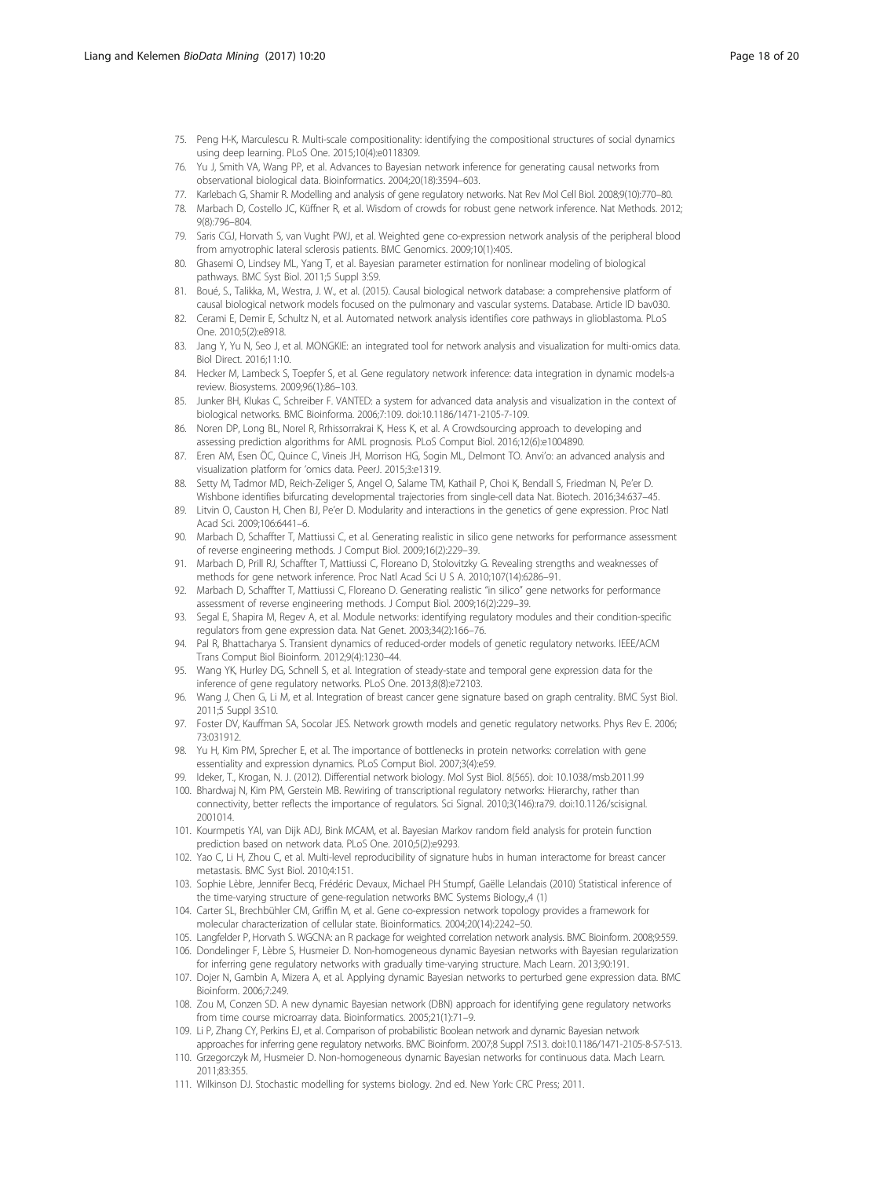75. Peng H-K, Marculescu R. Multi-scale compositionality: identifying the compositional structures of social dynamics using deep learning. PLoS One. 2015;10(4):e0118309.
76. Yu J, Smith VA, Wang PP, et al. Advances to Bayesian network inference for generating causal networks from observational biological data. Bioinformatics. 2004;20(18):3594–603.
77. Karlebach G, Shamir R. Modelling and analysis of gene regulatory networks. Nat Rev Mol Cell Biol. 2008;9(10):770–80.
78. Marbach D, Costello JC, Küffner R, et al. Wisdom of crowds for robust gene network inference. Nat Methods. 2012; 9(8):796–804.
79. Saris CGJ, Horvath S, van Vught PWJ, et al. Weighted gene co-expression network analysis of the peripheral blood from amyotrophic lateral sclerosis patients. BMC Genomics. 2009;10(1):405.
80. Ghasemi O, Lindsey ML, Yang T, et al. Bayesian parameter estimation for nonlinear modeling of biological pathways. BMC Syst Biol. 2011;5 Suppl 3:S9.
81. Boué, S., Talikka, M., Westra, J. W., et al. (2015). Causal biological network database: a comprehensive platform of causal biological network models focused on the pulmonary and vascular systems. Database. Article ID bav030.
82. Cerami E, Demir E, Schultz N, et al. Automated network analysis identifies core pathways in glioblastoma. PLoS One. 2010;5(2):e8918.
83. Jang Y, Yu N, Seo J, et al. MONGKIE: an integrated tool for network analysis and visualization for multi-omics data. Biol Direct. 2016;11:10.
84. Hecker M, Lambeck S, Toepfer S, et al. Gene regulatory network inference: data integration in dynamic models-a review. Biosystems. 2009;96(1):86–103.
85. Junker BH, Klukas C, Schreiber F. VANTED: a system for advanced data analysis and visualization in the context of biological networks. BMC Bioinforma. 2006;7:109. doi:10.1186/1471-2105-7-109.
86. Noren DP, Long BL, Norel R, Rrhissorrakrai K, Hess K, et al. A Crowdsourcing approach to developing and assessing prediction algorithms for AML prognosis. PLoS Comput Biol. 2016;12(6):e1004890.
87. Eren AM, Esen ÖC, Quince C, Vineis JH, Morrison HG, Sogin ML, Delmont TO. Anvi'o: an advanced analysis and visualization platform for 'omics data. PeerJ. 2015;3:e1319.
88. Setty M, Tadmor MD, Reich-Zeliger S, Angel O, Salame TM, Kathail P, Choi K, Bendall S, Friedman N, Pe'er D. Wishbone identifies bifurcating developmental trajectories from single-cell data Nat. Biotech. 2016;34:637–45.
89. Litvin O, Causton H, Chen BJ, Pe'er D. Modularity and interactions in the genetics of gene expression. Proc Natl Acad Sci. 2009;106:6441–6.
90. Marbach D, Schaffter T, Mattiussi C, et al. Generating realistic in silico gene networks for performance assessment of reverse engineering methods. J Comput Biol. 2009;16(2):229–39.
91. Marbach D, Prill RJ, Schaffter T, Mattiussi C, Floreano D, Stolovitzky G. Revealing strengths and weaknesses of methods for gene network inference. Proc Natl Acad Sci U S A. 2010;107(14):6286–91.
92. Marbach D, Schaffter T, Mattiussi C, Floreano D. Generating realistic "in silico" gene networks for performance assessment of reverse engineering methods. J Comput Biol. 2009;16(2):229–39.
93. Segal E, Shapira M, Regev A, et al. Module networks: identifying regulatory modules and their condition-specific regulators from gene expression data. Nat Genet. 2003;34(2):166–76.
94. Pal R, Bhattacharya S. Transient dynamics of reduced-order models of genetic regulatory networks. IEEE/ACM Trans Comput Biol Bioinform. 2012;9(4):1230–44.
95. Wang YK, Hurley DG, Schnell S, et al. Integration of steady-state and temporal gene expression data for the inference of gene regulatory networks. PLoS One. 2013;8(8):e72103.
96. Wang J, Chen G, Li M, et al. Integration of breast cancer gene signature based on graph centrality. BMC Syst Biol. 2011;5 Suppl 3:S10.
97. Foster DV, Kauffman SA, Socolar JES. Network growth models and genetic regulatory networks. Phys Rev E. 2006; 73:031912.
98. Yu H, Kim PM, Sprecher E, et al. The importance of bottlenecks in protein networks: correlation with gene essentiality and expression dynamics. PLoS Comput Biol. 2007;3(4):e59.
99. Ideker, T., Krogan, N. J. (2012). Differential network biology. Mol Syst Biol. 8(565). doi: 10.1038/msb.2011.99
100. Bhardwaj N, Kim PM, Gerstein MB. Rewiring of transcriptional regulatory networks: Hierarchy, rather than connectivity, better reflects the importance of regulators. Sci Signal. 2010;3(146):ra79. doi:10.1126/scisignal. 2001014.
101. Kourmpetis YAI, van Dijk ADJ, Bink MCAM, et al. Bayesian Markov random field analysis for protein function prediction based on network data. PLoS One. 2010;5(2):e9293.
102. Yao C, Li H, Zhou C, et al. Multi-level reproducibility of signature hubs in human interactome for breast cancer metastasis. BMC Syst Biol. 2010;4:151.
103. Sophie Lèbre, Jennifer Becq, Frédéric Devaux, Michael PH Stumpf, Gaëlle Lelandais (2010) Statistical inference of the time-varying structure of gene-regulation networks BMC Systems Biology,,4 (1)
104. Carter SL, Brechbühler CM, Griffin M, et al. Gene co-expression network topology provides a framework for molecular characterization of cellular state. Bioinformatics. 2004;20(14):2242–50.
105. Langfelder P, Horvath S. WGCNA: an R package for weighted correlation network analysis. BMC Bioinform. 2008;9:559.
106. Dondelinger F, Lèbre S, Husmeier D. Non-homogeneous dynamic Bayesian networks with Bayesian regularization for inferring gene regulatory networks with gradually time-varying structure. Mach Learn. 2013;90:191.
107. Dojer N, Gambin A, Mizera A, et al. Applying dynamic Bayesian networks to perturbed gene expression data. BMC Bioinform. 2006;7:249.
108. Zou M, Conzen SD. A new dynamic Bayesian network (DBN) approach for identifying gene regulatory networks from time course microarray data. Bioinformatics. 2005;21(1):71–9.
109. Li P, Zhang CY, Perkins EJ, et al. Comparison of probabilistic Boolean network and dynamic Bayesian network approaches for inferring gene regulatory networks. BMC Bioinform. 2007;8 Suppl 7:S13. doi:10.1186/1471-2105-8-S7-S13.
110. Grzegorczyk M, Husmeier D. Non-homogeneous dynamic Bayesian networks for continuous data. Mach Learn. 2011;83:355.
111. Wilkinson DJ. Stochastic modelling for systems biology. 2nd ed. New York: CRC Press; 2011.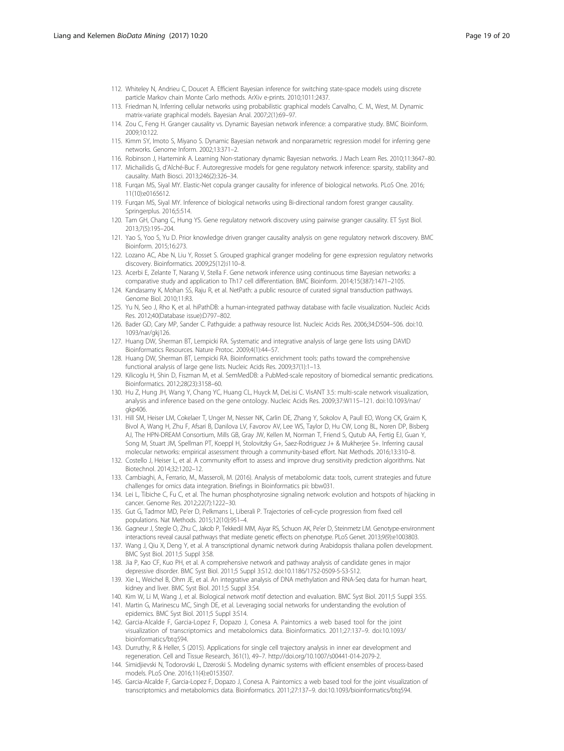112. Whiteley N, Andrieu C, Doucet A. Efficient Bayesian inference for switching state-space models using discrete particle Markov chain Monte Carlo methods. ArXiv e-prints. 2010;1011:2437.
113. Friedman N, Inferring cellular networks using probabilistic graphical models Carvalho, C. M., West, M. Dynamic matrix-variate graphical models. Bayesian Anal. 2007;2(1):69–97.
114. Zou C, Feng H. Granger causality vs. Dynamic Bayesian network inference: a comparative study. BMC Bioinform. 2009;10:122.
115. Kimm SY, Imoto S, Miyano S. Dynamic Bayesian network and nonparametric regression model for inferring gene networks. Genome Inform. 2002;13:371–2.
116. Robinson J, Hartemink A. Learning Non-stationary dynamic Bayesian networks. J Mach Learn Res. 2010;11:3647–80.
117. Michailidis G, d'Alché-Buc F. Autoregressive models for gene regulatory network inference: sparsity, stability and causality. Math Biosci. 2013;246(2):326–34.
118. Furqan MS, Siyal MY. Elastic-Net copula granger causality for inference of biological networks. PLoS One. 2016; 11(10):e0165612.
119. Furqan MS, Siyal MY. Inference of biological networks using Bi-directional random forest granger causality. Springerplus. 2016;5:514.
120. Tam GH, Chang C, Hung YS. Gene regulatory network discovery using pairwise granger causality. ET Syst Biol. 2013;7(5):195–204.
121. Yao S, Yoo S, Yu D. Prior knowledge driven granger causality analysis on gene regulatory network discovery. BMC Bioinform. 2015;16:273.
122. Lozano AC, Abe N, Liu Y, Rosset S. Grouped graphical granger modeling for gene expression regulatory networks discovery. Bioinformatics. 2009;25(12):i110–8.
123. Acerbi E, Zelante T, Narang V, Stella F. Gene network inference using continuous time Bayesian networks: a comparative study and application to Th17 cell differentiation. BMC Bioinform. 2014;15(387):1471–2105.
124. Kandasamy K, Mohan SS, Raju R, et al. NetPath: a public resource of curated signal transduction pathways. Genome Biol. 2010;11:R3.
125. Yu N, Seo J, Rho K, et al. hiPathDB: a human-integrated pathway database with facile visualization. Nucleic Acids Res. 2012;40(Database issue):D797–802.
126. Bader GD, Cary MP, Sander C. Pathguide: a pathway resource list. Nucleic Acids Res. 2006;34:D504–506. doi:10.1093/nar/gkj126.
127. Huang DW, Sherman BT, Lempicki RA. Systematic and integrative analysis of large gene lists using DAVID Bioinformatics Resources. Nature Protoc. 2009;4(1):44–57.
128. Huang DW, Sherman BT, Lempicki RA. Bioinformatics enrichment tools: paths toward the comprehensive functional analysis of large gene lists. Nucleic Acids Res. 2009;37(1):1–13.
129. Kilicoglu H, Shin D, Fiszman M, et al. SemMedDB: a PubMed-scale repository of biomedical semantic predications. Bioinformatics. 2012;28(23):3158–60.
130. Hu Z, Hung JH, Wang Y, Chang YC, Huang CL, Huyck M, DeLisi C. VisANT 3.5: multi-scale network visualization, analysis and inference based on the gene ontology. Nucleic Acids Res. 2009;37:W115–121. doi:10.1093/nar/gkp406.
131. Hill SM, Heiser LM, Cokelaer T, Unger M, Nesser NK, Carlin DE, Zhang Y, Sokolov A, Paull EO, Wong CK, Graim K, Bivol A, Wang H, Zhu F, Afsari B, Danilova LV, Favorov AV, Lee WS, Taylor D, Hu CW, Long BL, Noren DP, Bisberg AJ, The HPN-DREAM Consortium, Mills GB, Gray JW, Kellen M, Norman T, Friend S, Qutub AA, Fertig EJ, Guan Y, Song M, Stuart JM, Spellman PT, Koeppl H, Stolovitzky G+, Saez-Rodriguez J+ & Mukherjee S+. Inferring causal molecular networks: empirical assessment through a community-based effort. Nat Methods. 2016;13:310–8.
132. Costello J, Heiser L, et al. A community effort to assess and improve drug sensitivity prediction algorithms. Nat Biotechnol. 2014;32:1202–12.
133. Cambiaghi, A., Ferrario, M., Masseroli, M. (2016). Analysis of metabolomic data: tools, current strategies and future challenges for omics data integration. Briefings in Bioinformatics pii: bbw031.
134. Lei L, Tibiche C, Fu C, et al. The human phosphotyrosine signaling network: evolution and hotspots of hijacking in cancer. Genome Res. 2012;22(7):1222–30.
135. Gut G, Tadmor MD, Pe'er D, Pelkmans L, Liberali P. Trajectories of cell-cycle progression from fixed cell populations. Nat Methods. 2015;12(10):951–4.
136. Gagneur J, Stegle O, Zhu C, Jakob P, Tekkedil MM, Aiyar RS, Schuon AK, Pe'er D, Steinmetz LM. Genotype-environment interactions reveal causal pathways that mediate genetic effects on phenotype. PLoS Genet. 2013;9(9):e1003803.
137. Wang J, Qiu X, Deng Y, et al. A transcriptional dynamic network during Arabidopsis thaliana pollen development. BMC Syst Biol. 2011;5 Suppl 3:S8.
138. Jia P, Kao CF, Kuo PH, et al. A comprehensive network and pathway analysis of candidate genes in major depressive disorder. BMC Syst Biol. 2011;5 Suppl 3:S12. doi:10.1186/1752-0509-5-S3-S12.
139. Xie L, Weichel B, Ohm JE, et al. An integrative analysis of DNA methylation and RNA-Seq data for human heart, kidney and liver. BMC Syst Biol. 2011;5 Suppl 3:S4.
140. Kim W, Li M, Wang J, et al. Biological network motif detection and evaluation. BMC Syst Biol. 2011;5 Suppl 3:S5.
141. Martin G, Marinescu MC, Singh DE, et al. Leveraging social networks for understanding the evolution of epidemics. BMC Syst Biol. 2011;5 Suppl 3:S14.
142. Garcia-Alcalde F, Garcia-Lopez F, Dopazo J, Conesa A. Paintomics a web based tool for the joint visualization of transcriptomics and metabolomics data. Bioinformatics. 2011;27:137–9. doi:10.1093/bioinformatics/btq594.
143. Durruthy, R & Heller, S (2015). Applications for single cell trajectory analysis in inner ear development and regeneration. Cell and Tissue Research, 361(1), 49–7. http://doi.org/10.1007/s00441-014-2079-2.
144. Simidjievski N, Todorovski L, Dzeroski S. Modeling dynamic systems with efficient ensembles of process-based models. PLoS One. 2016;11(4):e0153507.
145. Garcia-Alcalde F, Garcia-Lopez F, Dopazo J, Conesa A. Paintomics: a web based tool for the joint visualization of transcriptomics and metabolomics data. Bioinformatics. 2011;27:137–9. doi:10.1093/bioinformatics/btq594.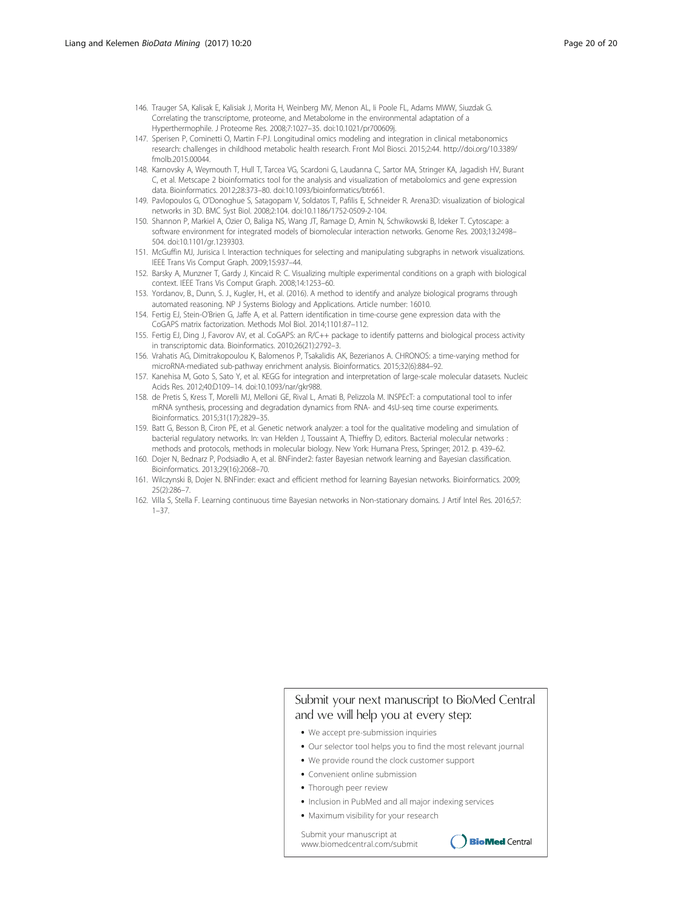146. Trauger SA, Kalisak E, Kalisiak J, Morita H, Weinberg MV, Menon AL, li Poole FL, Adams MWW, Siuzdak G. Correlating the transcriptome, proteome, and Metabolome in the environmental adaptation of a Hyperthermophile. J Proteome Res. 2008;7:1027–35. doi:10.1021/pr700609j.
147. Sperisen P, Cominetti O, Martin F-PJ. Longitudinal omics modeling and integration in clinical metabonomics research: challenges in childhood metabolic health research. Front Mol Biosci. 2015;2:44. http://doi.org/10.3389/fmolb.2015.00044.
148. Karnovsky A, Weymouth T, Hull T, Tarcea VG, Scardoni G, Laudanna C, Sartor MA, Stringer KA, Jagadish HV, Burant C, et al. Metscape 2 bioinformatics tool for the analysis and visualization of metabolomics and gene expression data. Bioinformatics. 2012;28:373–80. doi:10.1093/bioinformatics/btr661.
149. Pavlopoulos G, O'Donoghue S, Satagopam V, Soldatos T, Pafilis E, Schneider R. Arena3D: visualization of biological networks in 3D. BMC Syst Biol. 2008;2:104. doi:10.1186/1752-0509-2-104.
150. Shannon P, Markiel A, Ozier O, Baliga NS, Wang JT, Ramage D, Amin N, Schwikowski B, Ideker T. Cytoscape: a software environment for integrated models of biomolecular interaction networks. Genome Res. 2003;13:2498–504. doi:10.1101/gr.1239303.
151. McGuffin MJ, Jurisica I. Interaction techniques for selecting and manipulating subgraphs in network visualizations. IEEE Trans Vis Comput Graph. 2009;15:937–44.
152. Barsky A, Munzner T, Gardy J, Kincaid R: C. Visualizing multiple experimental conditions on a graph with biological context. IEEE Trans Vis Comput Graph. 2008;14:1253–60.
153. Yordanov, B., Dunn, S. J., Kugler, H., et al. (2016). A method to identify and analyze biological programs through automated reasoning. NP J Systems Biology and Applications. Article number: 16010.
154. Fertig EJ, Stein-O'Brien G, Jaffe A, et al. Pattern identification in time-course gene expression data with the CoGAPS matrix factorization. Methods Mol Biol. 2014;1101:87–112.
155. Fertig EJ, Ding J, Favorov AV, et al. CoGAPS: an R/C++ package to identify patterns and biological process activity in transcriptomic data. Bioinformatics. 2010;26(21):2792–3.
156. Vrahatis AG, Dimitrakopoulou K, Balomenos P, Tsakalidis AK, Bezerianos A. CHRONOS: a time-varying method for microRNA-mediated sub-pathway enrichment analysis. Bioinformatics. 2015;32(6):884–92.
157. Kanehisa M, Goto S, Sato Y, et al. KEGG for integration and interpretation of large-scale molecular datasets. Nucleic Acids Res. 2012;40:D109–14. doi:10.1093/nar/gkr988.
158. de Pretis S, Kress T, Morelli MJ, Melloni GE, Rival L, Amati B, Pelizzola M. INSPEcT: a computational tool to infer mRNA synthesis, processing and degradation dynamics from RNA- and 4sU-seq time course experiments. Bioinformatics. 2015;31(17):2829–35.
159. Batt G, Besson B, Ciron PE, et al. Genetic network analyzer: a tool for the qualitative modeling and simulation of bacterial regulatory networks. In: van Helden J, Toussaint A, Thieffry D, editors. Bacterial molecular networks : methods and protocols, methods in molecular biology. New York: Humana Press, Springer; 2012. p. 439–62.
160. Dojer N, Bednarz P, Podsiadło A, et al. BNFinder2: faster Bayesian network learning and Bayesian classification. Bioinformatics. 2013;29(16):2068–70.
161. Wilczynski B, Dojer N. BNFinder: exact and efficient method for learning Bayesian networks. Bioinformatics. 2009; 25(2):286–7.
162. Villa S, Stella F. Learning continuous time Bayesian networks in Non-stationary domains. J Artif Intel Res. 2016;57: 1–37.

Submit your next manuscript to BioMed Central and we will help you at every step:

- We accept pre-submission inquiries
- Our selector tool helps you to find the most relevant journal
- We provide round the clock customer support
- Convenient online submission
- Thorough peer review
- Inclusion in PubMed and all major indexing services
- Maximum visibility for your research

Submit your manuscript at www.biomedcentral.com/submit

BioMed Central